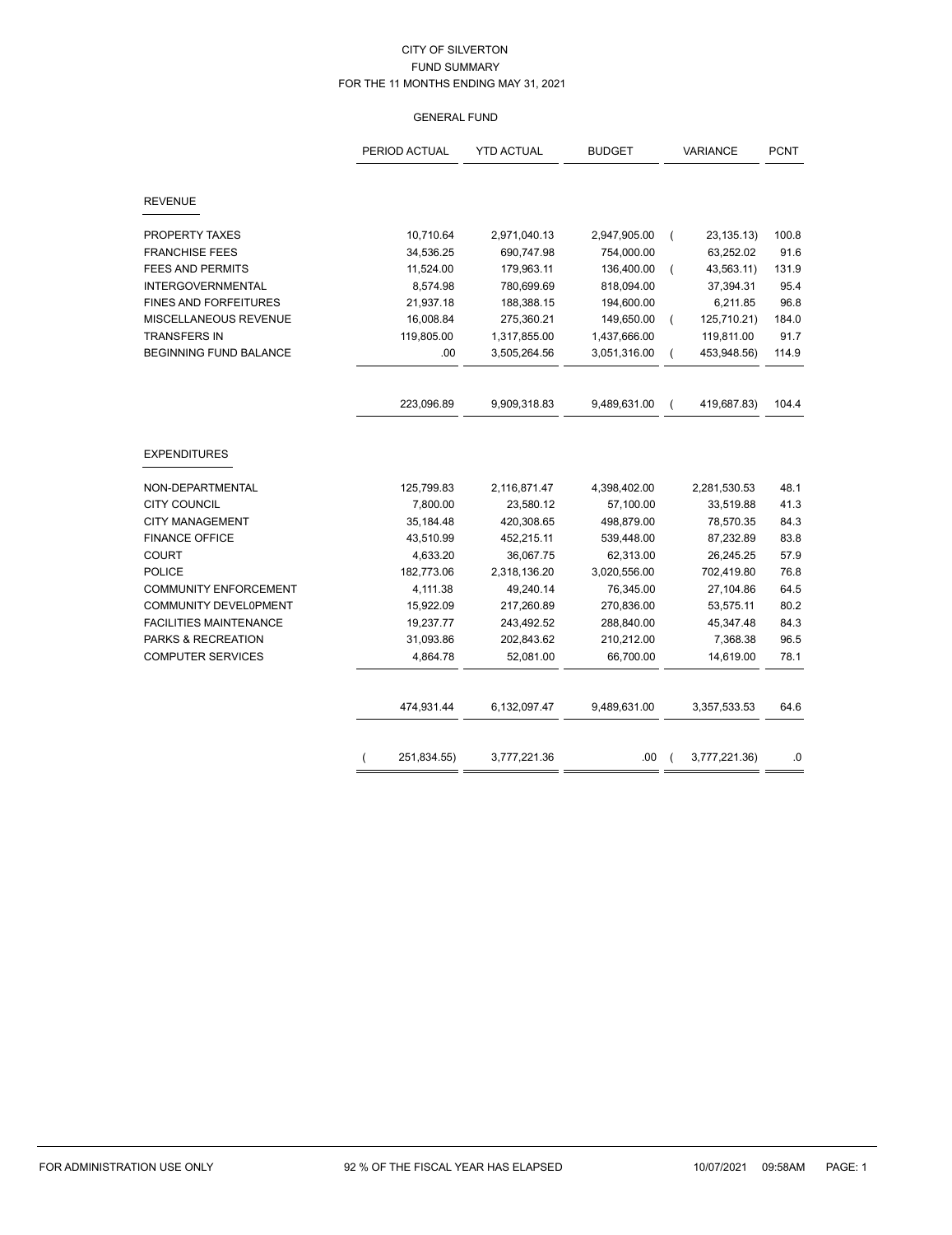# CITY OF SILVERTON
## FUND SUMMARY
### FOR THE 11 MONTHS ENDING MAY 31, 2021

#### GENERAL FUND

| | PERIOD ACTUAL | YTD ACTUAL | BUDGET | VARIANCE | PCNT |
|---|---|---|---|---|---|
| **REVENUE** | | | | | |
| PROPERTY TAXES | 10,710.64 | 2,971,040.13 | 2,947,905.00 | ( 23,135.13) | 100.8 |
| FRANCHISE FEES | 34,536.25 | 690,747.98 | 754,000.00 | 63,252.02 | 91.6 |
| FEES AND PERMITS | 11,524.00 | 179,963.11 | 136,400.00 | ( 43,563.11) | 131.9 |
| INTERGOVERNMENTAL | 8,574.98 | 780,699.69 | 818,094.00 | 37,394.31 | 95.4 |
| FINES AND FORFEITURES | 21,937.18 | 188,388.15 | 194,600.00 | 6,211.85 | 96.8 |
| MISCELLANEOUS REVENUE | 16,008.84 | 275,360.21 | 149,650.00 | ( 125,710.21) | 184.0 |
| TRANSFERS IN | 119,805.00 | 1,317,855.00 | 1,437,666.00 | 119,811.00 | 91.7 |
| BEGINNING FUND BALANCE | .00 | 3,505,264.56 | 3,051,316.00 | ( 453,948.56) | 114.9 |
| | 223,096.89 | 9,909,318.83 | 9,489,631.00 | ( 419,687.83) | 104.4 |
| **EXPENDITURES** | | | | | |
| NON-DEPARTMENTAL | 125,799.83 | 2,116,871.47 | 4,398,402.00 | 2,281,530.53 | 48.1 |
| CITY COUNCIL | 7,800.00 | 23,580.12 | 57,100.00 | 33,519.88 | 41.3 |
| CITY MANAGEMENT | 35,184.48 | 420,308.65 | 498,879.00 | 78,570.35 | 84.3 |
| FINANCE OFFICE | 43,510.99 | 452,215.11 | 539,448.00 | 87,232.89 | 83.8 |
| COURT | 4,633.20 | 36,067.75 | 62,313.00 | 26,245.25 | 57.9 |
| POLICE | 182,773.06 | 2,318,136.20 | 3,020,556.00 | 702,419.80 | 76.8 |
| COMMUNITY ENFORCEMENT | 4,111.38 | 49,240.14 | 76,345.00 | 27,104.86 | 64.5 |
| COMMUNITY DEVEL0PMENT | 15,922.09 | 217,260.89 | 270,836.00 | 53,575.11 | 80.2 |
| FACILITIES MAINTENANCE | 19,237.77 | 243,492.52 | 288,840.00 | 45,347.48 | 84.3 |
| PARKS & RECREATION | 31,093.86 | 202,843.62 | 210,212.00 | 7,368.38 | 96.5 |
| COMPUTER SERVICES | 4,864.78 | 52,081.00 | 66,700.00 | 14,619.00 | 78.1 |
| | 474,931.44 | 6,132,097.47 | 9,489,631.00 | 3,357,533.53 | 64.6 |
| | ( 251,834.55) | 3,777,221.36 | .00 | ( 3,777,221.36) | .0 |

FOR ADMINISTRATION USE ONLY &nbsp;&nbsp;&nbsp; 92 % OF THE FISCAL YEAR HAS ELAPSED &nbsp;&nbsp;&nbsp; 10/07/2021 09:58AM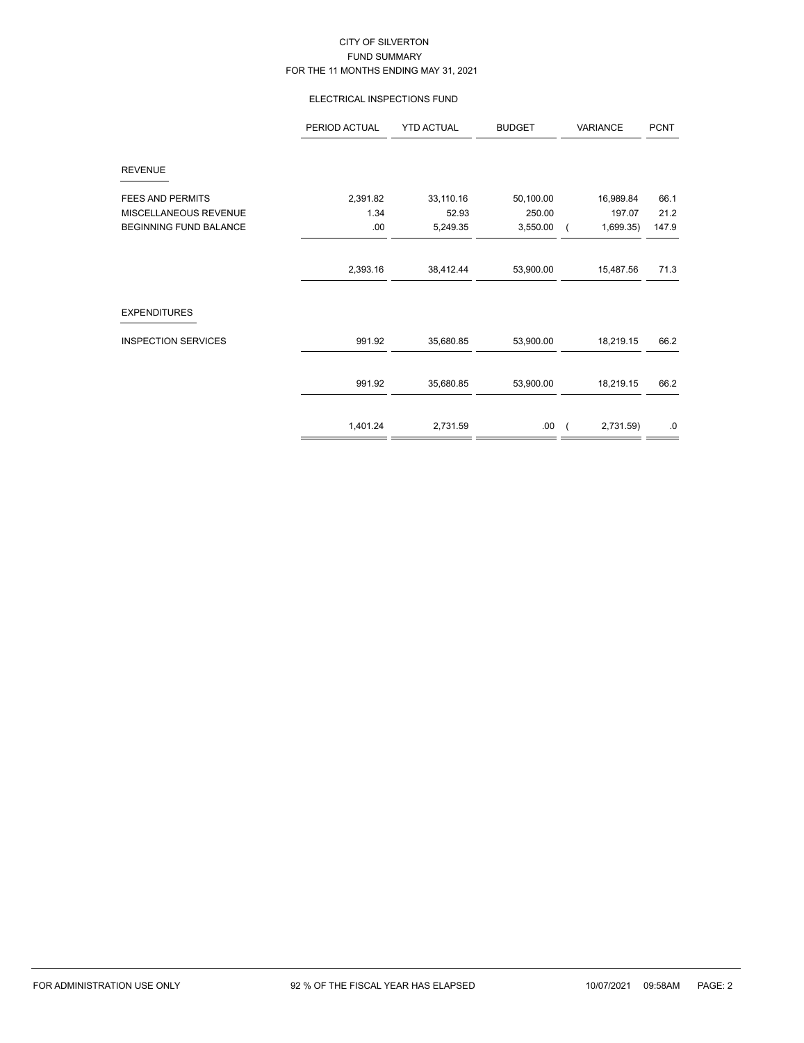# CITY OF SILVERTON
## FUND SUMMARY
### FOR THE 11 MONTHS ENDING MAY 31, 2021

### ELECTRICAL INSPECTIONS FUND

| | PERIOD ACTUAL | YTD ACTUAL | BUDGET | VARIANCE | PCNT |
|---|---|---|---|---|---|
| **REVENUE** | | | | | |
| FEES AND PERMITS | 2,391.82 | 33,110.16 | 50,100.00 | 16,989.84 | 66.1 |
| MISCELLANEOUS REVENUE | 1.34 | 52.93 | 250.00 | 197.07 | 21.2 |
| BEGINNING FUND BALANCE | .00 | 5,249.35 | 3,550.00 | ( 1,699.35) | 147.9 |
| | 2,393.16 | 38,412.44 | 53,900.00 | 15,487.56 | 71.3 |
| **EXPENDITURES** | | | | | |
| INSPECTION SERVICES | 991.92 | 35,680.85 | 53,900.00 | 18,219.15 | 66.2 |
| | 991.92 | 35,680.85 | 53,900.00 | 18,219.15 | 66.2 |
| | 1,401.24 | 2,731.59 | .00 | ( 2,731.59) | .0 |

FOR ADMINISTRATION USE ONLY 92 % OF THE FISCAL YEAR HAS ELAPSED 10/07/2021 09:58AM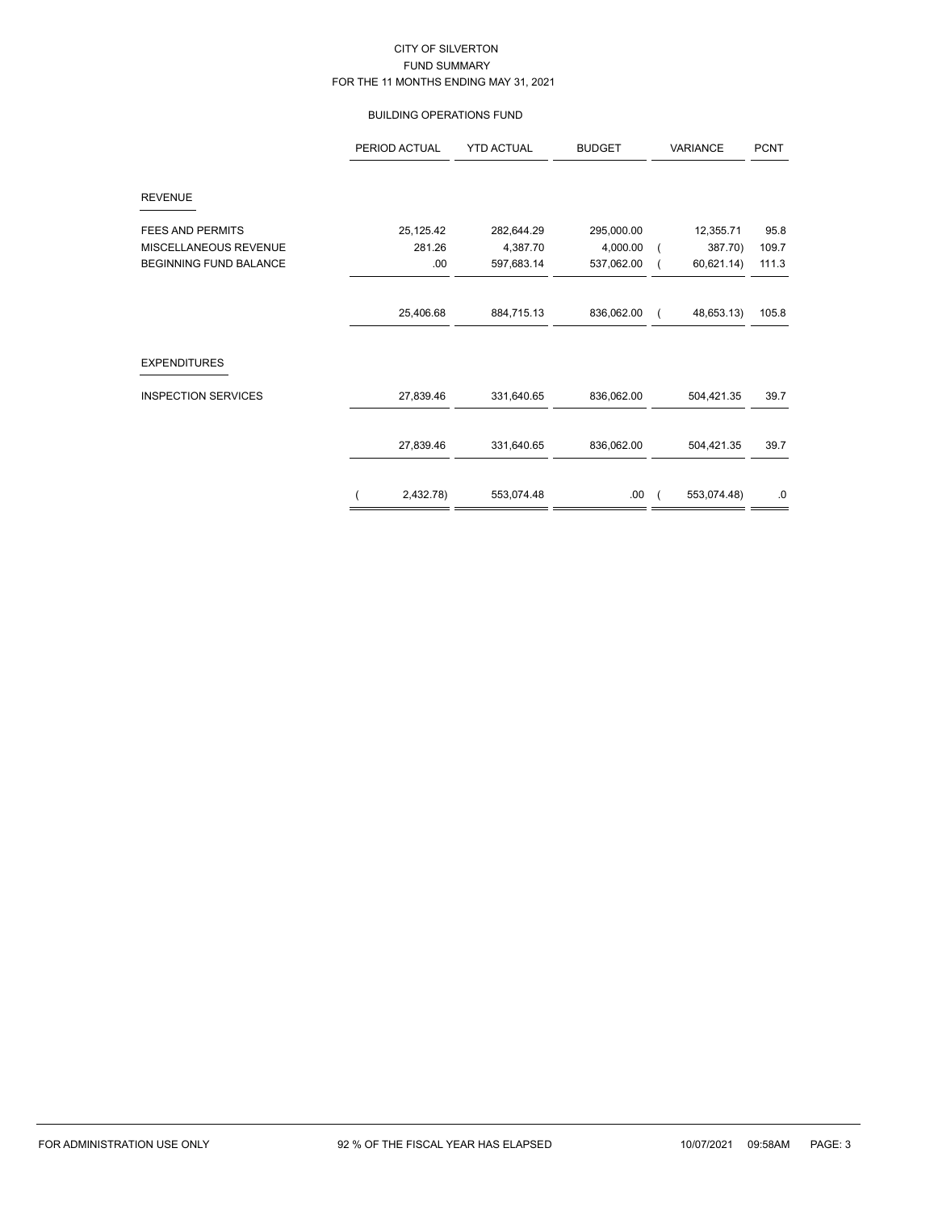CITY OF SILVERTON
FUND SUMMARY
FOR THE 11 MONTHS ENDING MAY 31, 2021

BUILDING OPERATIONS FUND

| | PERIOD ACTUAL | YTD ACTUAL | BUDGET | VARIANCE | PCNT |
|---|---|---|---|---|---|
| **REVENUE** | | | | | |
| FEES AND PERMITS | 25,125.42 | 282,644.29 | 295,000.00 | 12,355.71 | 95.8 |
| MISCELLANEOUS REVENUE | 281.26 | 4,387.70 | 4,000.00 | ( 387.70) | 109.7 |
| BEGINNING FUND BALANCE | .00 | 597,683.14 | 537,062.00 | ( 60,621.14) | 111.3 |
| | 25,406.68 | 884,715.13 | 836,062.00 | ( 48,653.13) | 105.8 |
| **EXPENDITURES** | | | | | |
| INSPECTION SERVICES | 27,839.46 | 331,640.65 | 836,062.00 | 504,421.35 | 39.7 |
| | 27,839.46 | 331,640.65 | 836,062.00 | 504,421.35 | 39.7 |
| | ( 2,432.78) | 553,074.48 | .00 | ( 553,074.48) | .0 |

FOR ADMINISTRATION USE ONLY 92 % OF THE FISCAL YEAR HAS ELAPSED 10/07/2021 09:58AM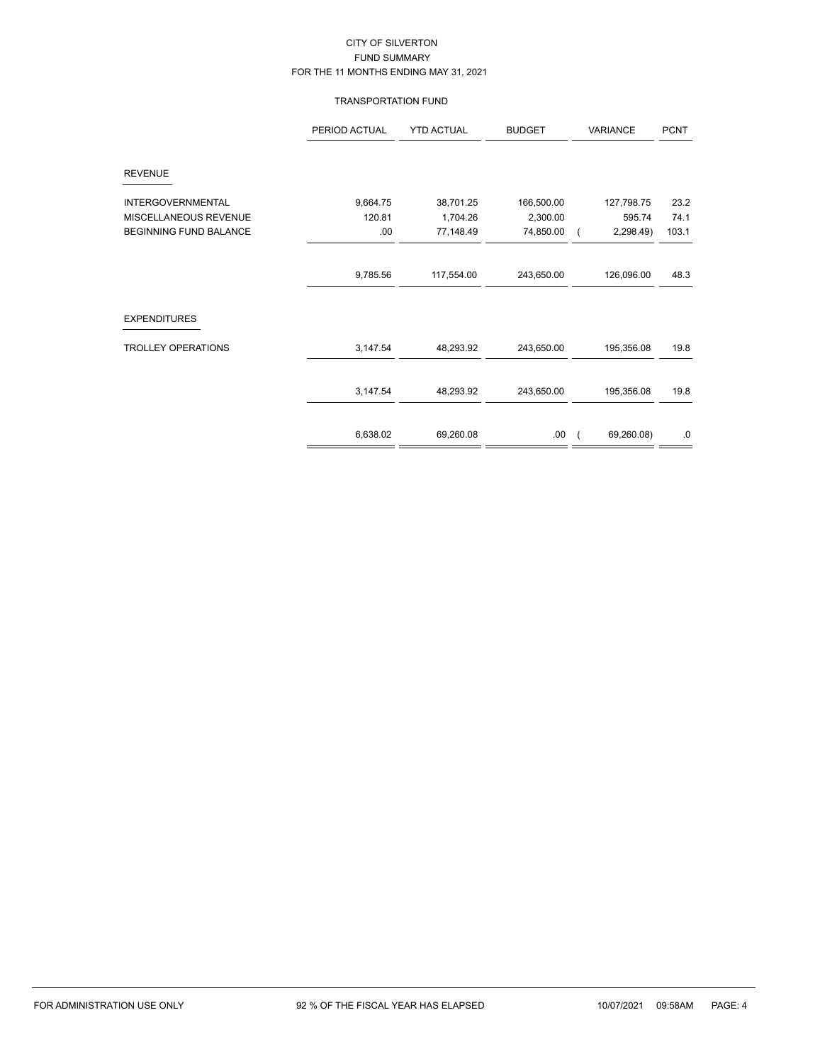CITY OF SILVERTON
FUND SUMMARY
FOR THE 11 MONTHS ENDING MAY 31, 2021

TRANSPORTATION FUND

| | PERIOD ACTUAL | YTD ACTUAL | BUDGET | VARIANCE | PCNT |
|---|---|---|---|---|---|
| **REVENUE** | | | | | |
| INTERGOVERNMENTAL | 9,664.75 | 38,701.25 | 166,500.00 | 127,798.75 | 23.2 |
| MISCELLANEOUS REVENUE | 120.81 | 1,704.26 | 2,300.00 | 595.74 | 74.1 |
| BEGINNING FUND BALANCE | .00 | 77,148.49 | 74,850.00 | ( 2,298.49) | 103.1 |
| | 9,785.56 | 117,554.00 | 243,650.00 | 126,096.00 | 48.3 |
| **EXPENDITURES** | | | | | |
| TROLLEY OPERATIONS | 3,147.54 | 48,293.92 | 243,650.00 | 195,356.08 | 19.8 |
| | 3,147.54 | 48,293.92 | 243,650.00 | 195,356.08 | 19.8 |
| | 6,638.02 | 69,260.08 | .00 | ( 69,260.08) | .0 |

FOR ADMINISTRATION USE ONLY 92 % OF THE FISCAL YEAR HAS ELAPSED 10/07/2021 09:58AM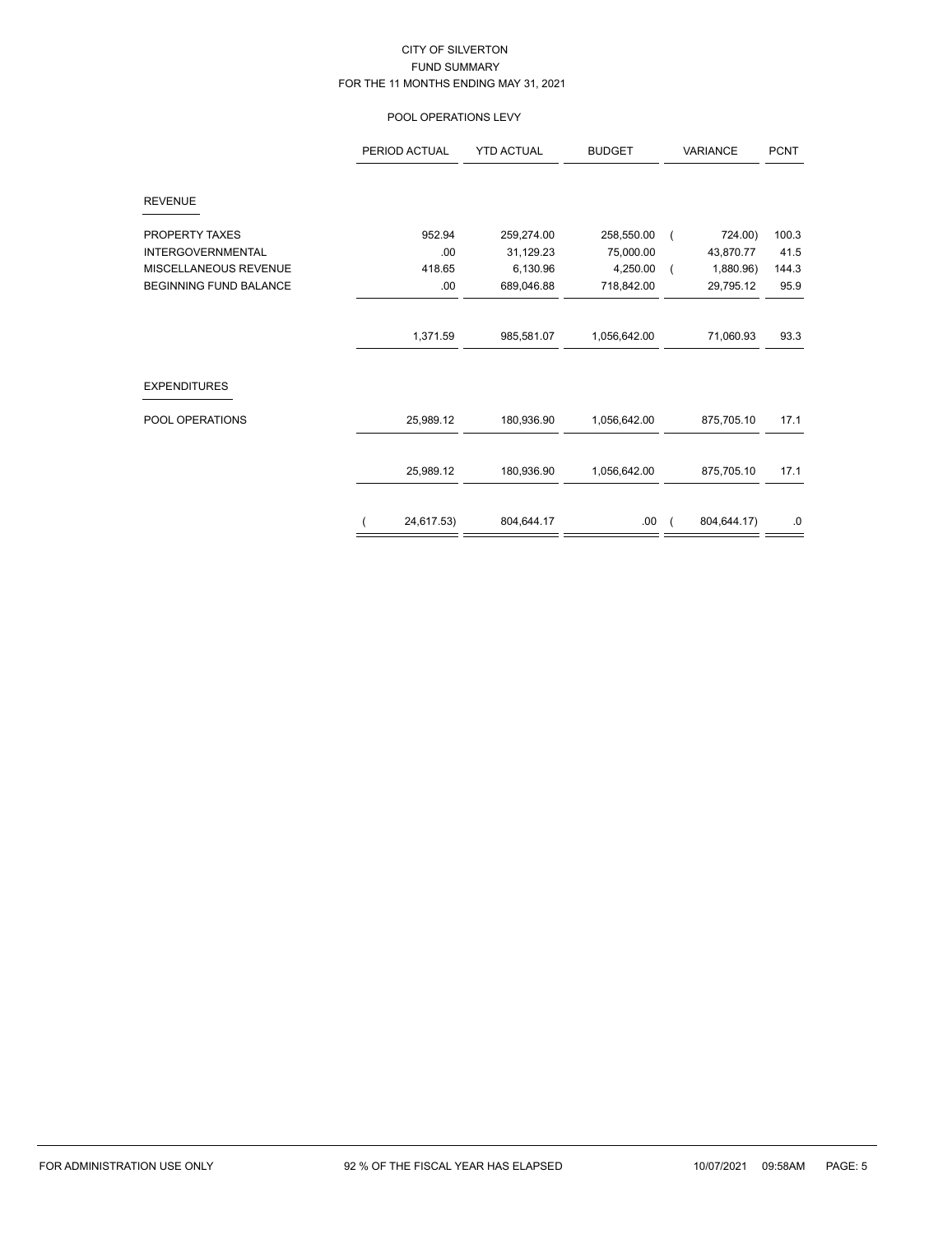CITY OF SILVERTON
FUND SUMMARY
FOR THE 11 MONTHS ENDING MAY 31, 2021

POOL OPERATIONS LEVY

| | PERIOD ACTUAL | YTD ACTUAL | BUDGET | VARIANCE | PCNT |
|---|---|---|---|---|---|
| **REVENUE** | | | | | |
| PROPERTY TAXES | 952.94 | 259,274.00 | 258,550.00 | ( 724.00) | 100.3 |
| INTERGOVERNMENTAL | .00 | 31,129.23 | 75,000.00 | 43,870.77 | 41.5 |
| MISCELLANEOUS REVENUE | 418.65 | 6,130.96 | 4,250.00 | ( 1,880.96) | 144.3 |
| BEGINNING FUND BALANCE | .00 | 689,046.88 | 718,842.00 | 29,795.12 | 95.9 |
| | 1,371.59 | 985,581.07 | 1,056,642.00 | 71,060.93 | 93.3 |
| **EXPENDITURES** | | | | | |
| POOL OPERATIONS | 25,989.12 | 180,936.90 | 1,056,642.00 | 875,705.10 | 17.1 |
| | 25,989.12 | 180,936.90 | 1,056,642.00 | 875,705.10 | 17.1 |
| | ( 24,617.53) | 804,644.17 | .00 | ( 804,644.17) | .0 |

FOR ADMINISTRATION USE ONLY — 92 % OF THE FISCAL YEAR HAS ELAPSED — 10/07/2021 09:58AM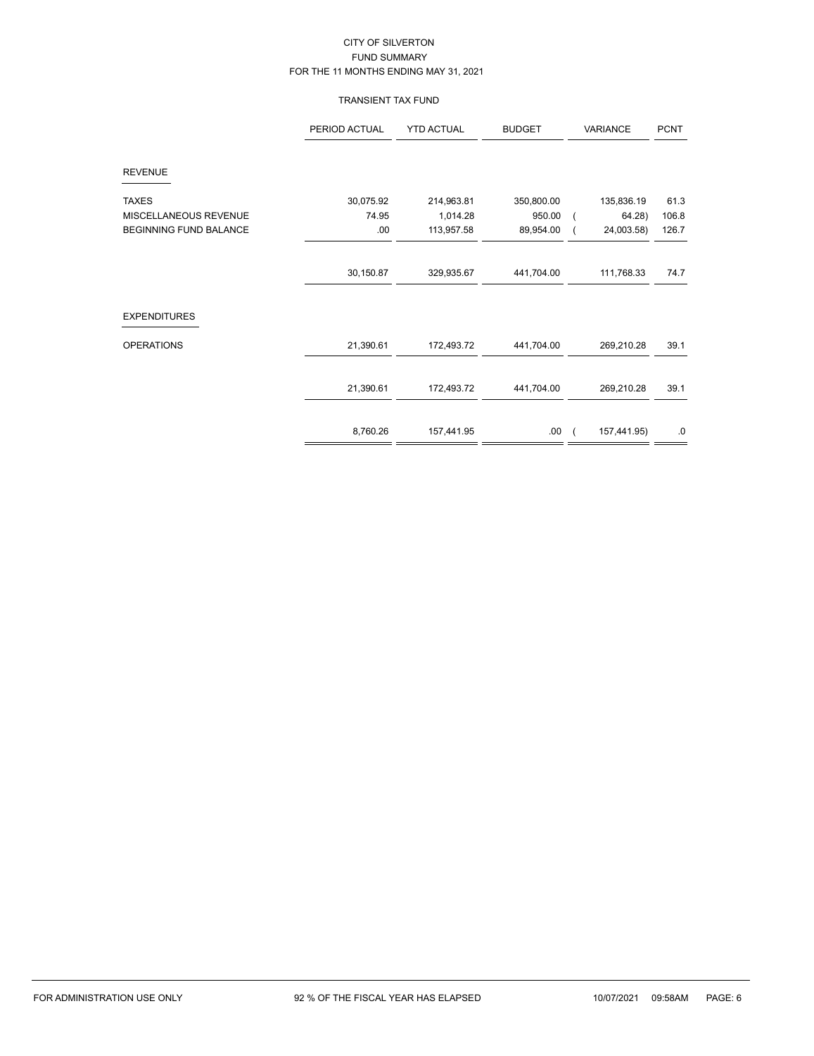# CITY OF SILVERTON

## FUND SUMMARY

### FOR THE 11 MONTHS ENDING MAY 31, 2021

#### TRANSIENT TAX FUND

| | PERIOD ACTUAL | YTD ACTUAL | BUDGET | VARIANCE | PCNT |
|---|---|---|---|---|---|
| **REVENUE** | | | | | |
| TAXES | 30,075.92 | 214,963.81 | 350,800.00 | 135,836.19 | 61.3 |
| MISCELLANEOUS REVENUE | 74.95 | 1,014.28 | 950.00 | ( 64.28) | 106.8 |
| BEGINNING FUND BALANCE | .00 | 113,957.58 | 89,954.00 | ( 24,003.58) | 126.7 |
| | 30,150.87 | 329,935.67 | 441,704.00 | 111,768.33 | 74.7 |
| **EXPENDITURES** | | | | | |
| OPERATIONS | 21,390.61 | 172,493.72 | 441,704.00 | 269,210.28 | 39.1 |
| | 21,390.61 | 172,493.72 | 441,704.00 | 269,210.28 | 39.1 |
| | 8,760.26 | 157,441.95 | .00 | ( 157,441.95) | .0 |

FOR ADMINISTRATION USE ONLY — 92 % OF THE FISCAL YEAR HAS ELAPSED — 10/07/2021 09:58AM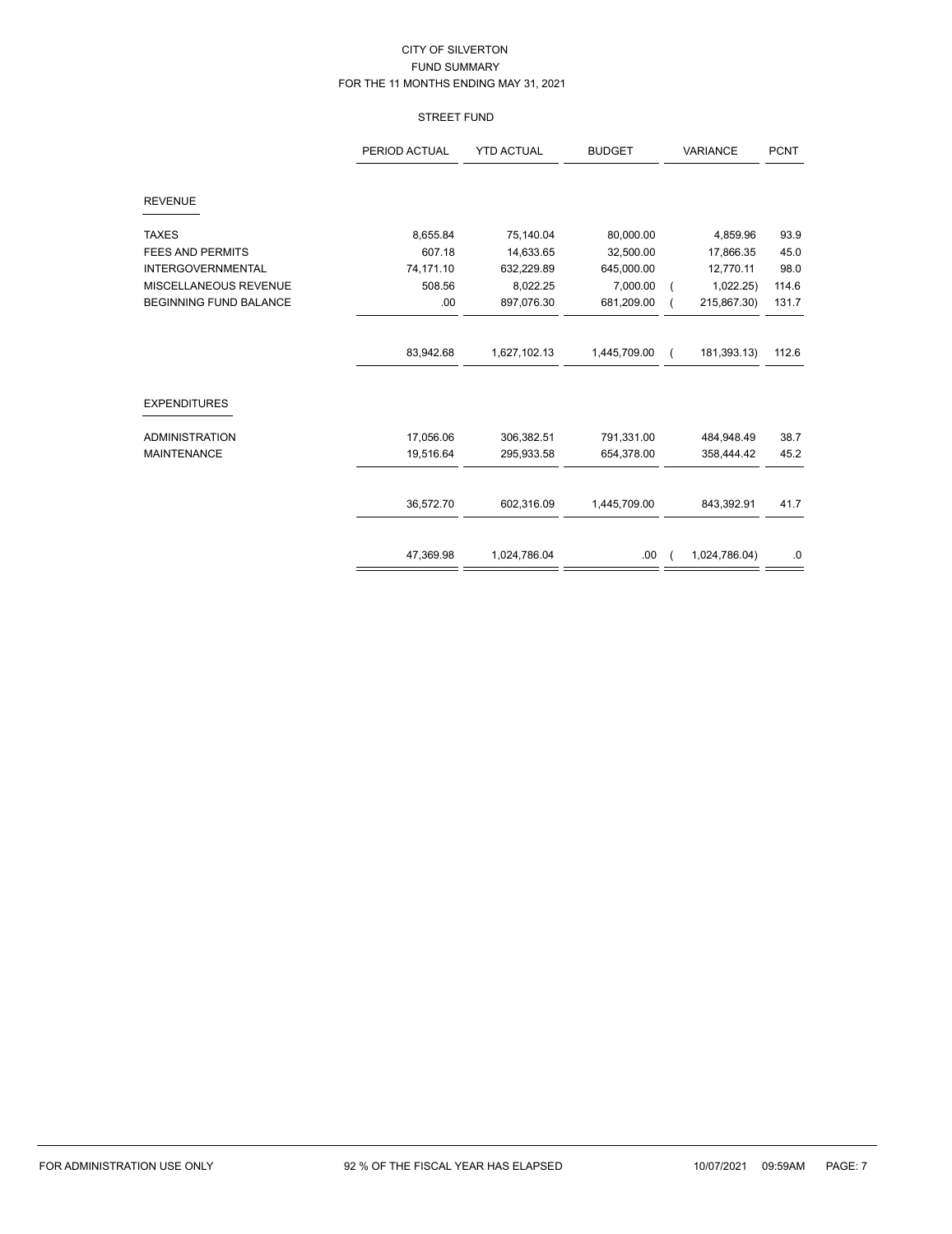CITY OF SILVERTON
FUND SUMMARY
FOR THE 11 MONTHS ENDING MAY 31, 2021

STREET FUND

| | PERIOD ACTUAL | YTD ACTUAL | BUDGET | VARIANCE | PCNT |
|---|---|---|---|---|---|
| **REVENUE** | | | | | |
| TAXES | 8,655.84 | 75,140.04 | 80,000.00 | 4,859.96 | 93.9 |
| FEES AND PERMITS | 607.18 | 14,633.65 | 32,500.00 | 17,866.35 | 45.0 |
| INTERGOVERNMENTAL | 74,171.10 | 632,229.89 | 645,000.00 | 12,770.11 | 98.0 |
| MISCELLANEOUS REVENUE | 508.56 | 8,022.25 | 7,000.00 | ( 1,022.25) | 114.6 |
| BEGINNING FUND BALANCE | .00 | 897,076.30 | 681,209.00 | ( 215,867.30) | 131.7 |
| | 83,942.68 | 1,627,102.13 | 1,445,709.00 | ( 181,393.13) | 112.6 |
| **EXPENDITURES** | | | | | |
| ADMINISTRATION | 17,056.06 | 306,382.51 | 791,331.00 | 484,948.49 | 38.7 |
| MAINTENANCE | 19,516.64 | 295,933.58 | 654,378.00 | 358,444.42 | 45.2 |
| | 36,572.70 | 602,316.09 | 1,445,709.00 | 843,392.91 | 41.7 |
| | 47,369.98 | 1,024,786.04 | .00 | ( 1,024,786.04) | .0 |

FOR ADMINISTRATION USE ONLY | 92 % OF THE FISCAL YEAR HAS ELAPSED | 10/07/2021 09:59AM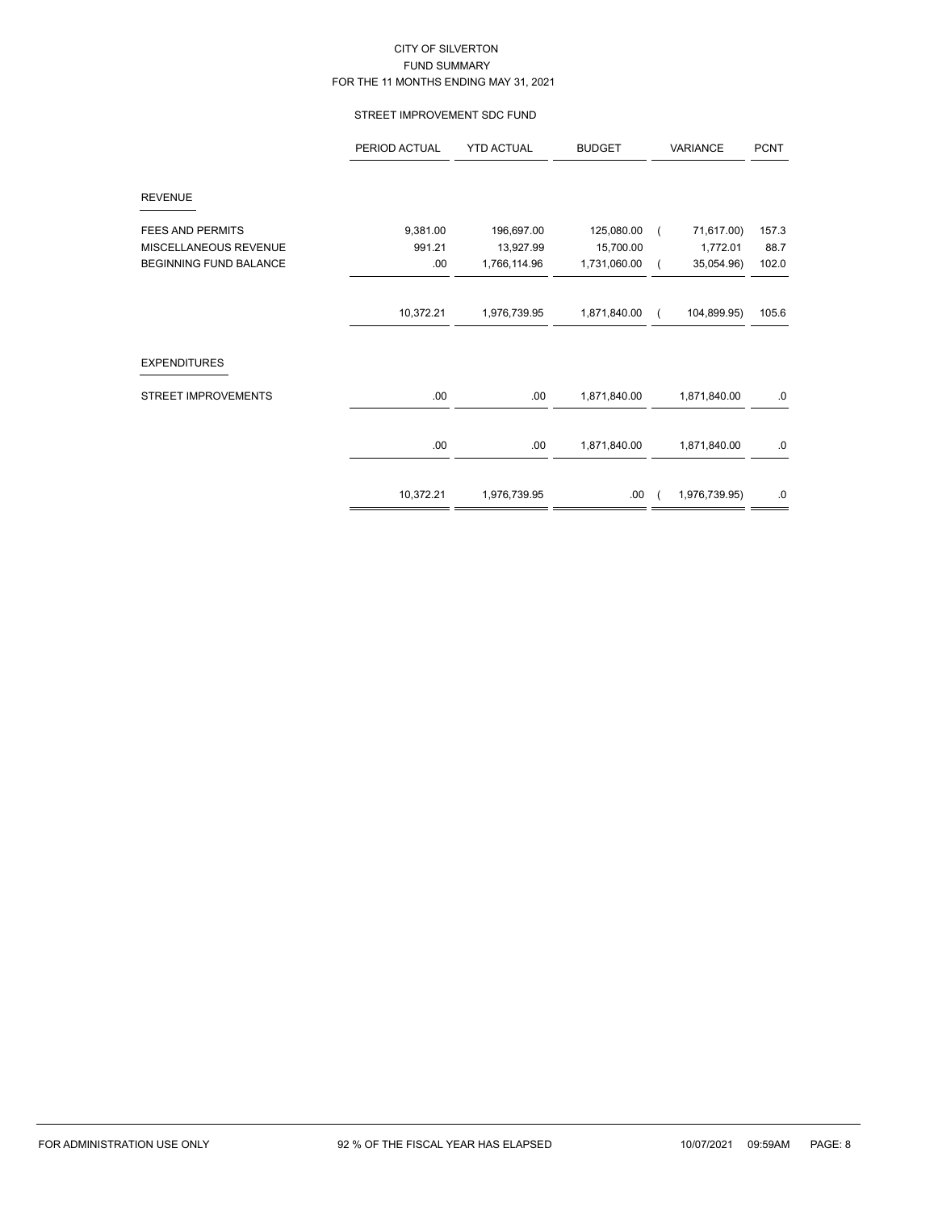CITY OF SILVERTON
FUND SUMMARY
FOR THE 11 MONTHS ENDING MAY 31, 2021

STREET IMPROVEMENT SDC FUND

| | PERIOD ACTUAL | YTD ACTUAL | BUDGET | VARIANCE | PCNT |
|---|---|---|---|---|---|
| **REVENUE** | | | | | |
| FEES AND PERMITS | 9,381.00 | 196,697.00 | 125,080.00 | ( 71,617.00) | 157.3 |
| MISCELLANEOUS REVENUE | 991.21 | 13,927.99 | 15,700.00 | 1,772.01 | 88.7 |
| BEGINNING FUND BALANCE | .00 | 1,766,114.96 | 1,731,060.00 | ( 35,054.96) | 102.0 |
| | 10,372.21 | 1,976,739.95 | 1,871,840.00 | ( 104,899.95) | 105.6 |
| **EXPENDITURES** | | | | | |
| STREET IMPROVEMENTS | .00 | .00 | 1,871,840.00 | 1,871,840.00 | .0 |
| | .00 | .00 | 1,871,840.00 | 1,871,840.00 | .0 |
| | 10,372.21 | 1,976,739.95 | .00 | ( 1,976,739.95) | .0 |

FOR ADMINISTRATION USE ONLY    92 % OF THE FISCAL YEAR HAS ELAPSED    10/07/2021 09:59AM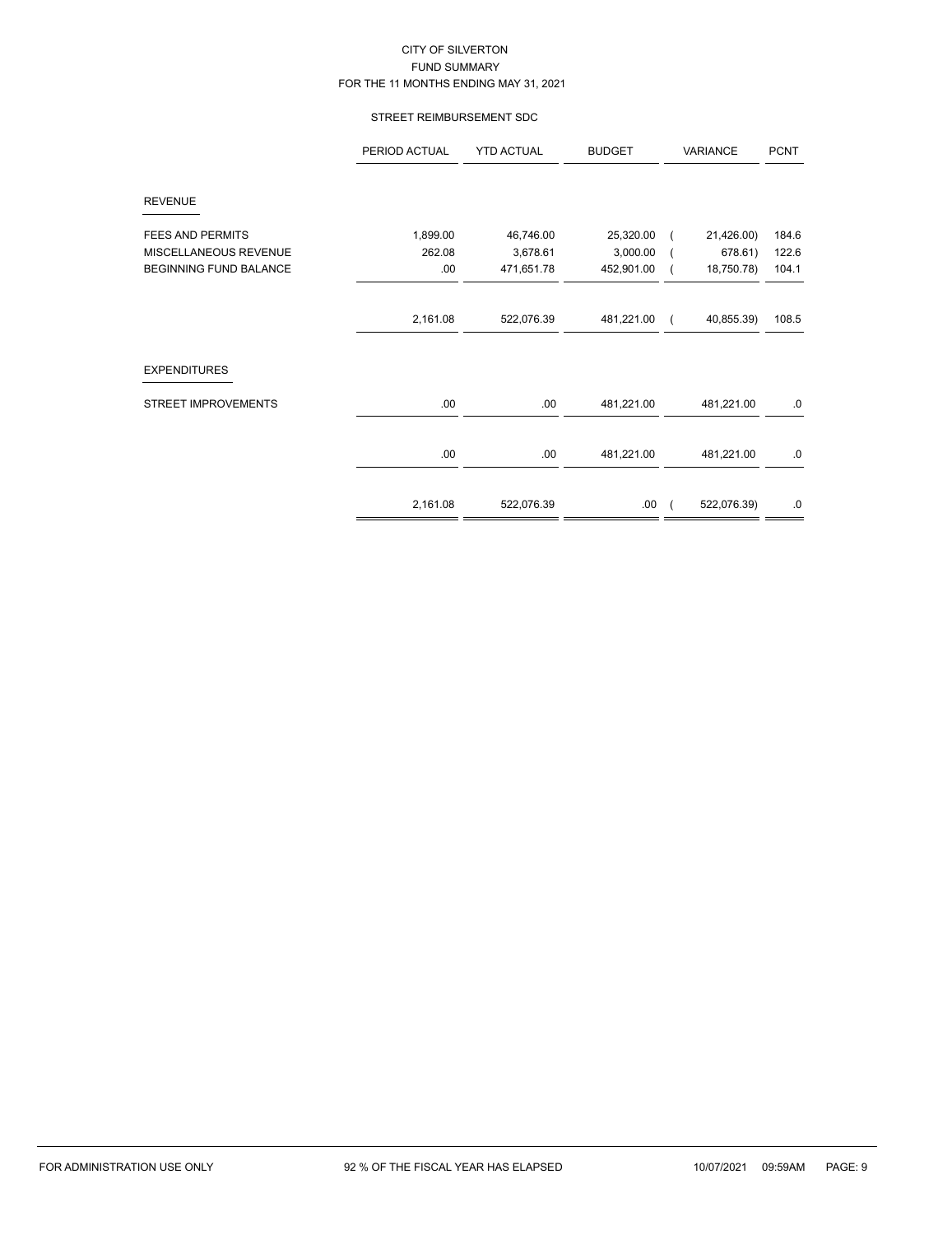CITY OF SILVERTON
FUND SUMMARY
FOR THE 11 MONTHS ENDING MAY 31, 2021

STREET REIMBURSEMENT SDC

| | PERIOD ACTUAL | YTD ACTUAL | BUDGET | VARIANCE | PCNT |
|---|---|---|---|---|---|
| **REVENUE** | | | | | |
| FEES AND PERMITS | 1,899.00 | 46,746.00 | 25,320.00 | ( 21,426.00) | 184.6 |
| MISCELLANEOUS REVENUE | 262.08 | 3,678.61 | 3,000.00 | ( 678.61) | 122.6 |
| BEGINNING FUND BALANCE | .00 | 471,651.78 | 452,901.00 | ( 18,750.78) | 104.1 |
| | 2,161.08 | 522,076.39 | 481,221.00 | ( 40,855.39) | 108.5 |
| **EXPENDITURES** | | | | | |
| STREET IMPROVEMENTS | .00 | .00 | 481,221.00 | 481,221.00 | .0 |
| | .00 | .00 | 481,221.00 | 481,221.00 | .0 |
| | 2,161.08 | 522,076.39 | .00 | ( 522,076.39) | .0 |

FOR ADMINISTRATION USE ONLY — 92 % OF THE FISCAL YEAR HAS ELAPSED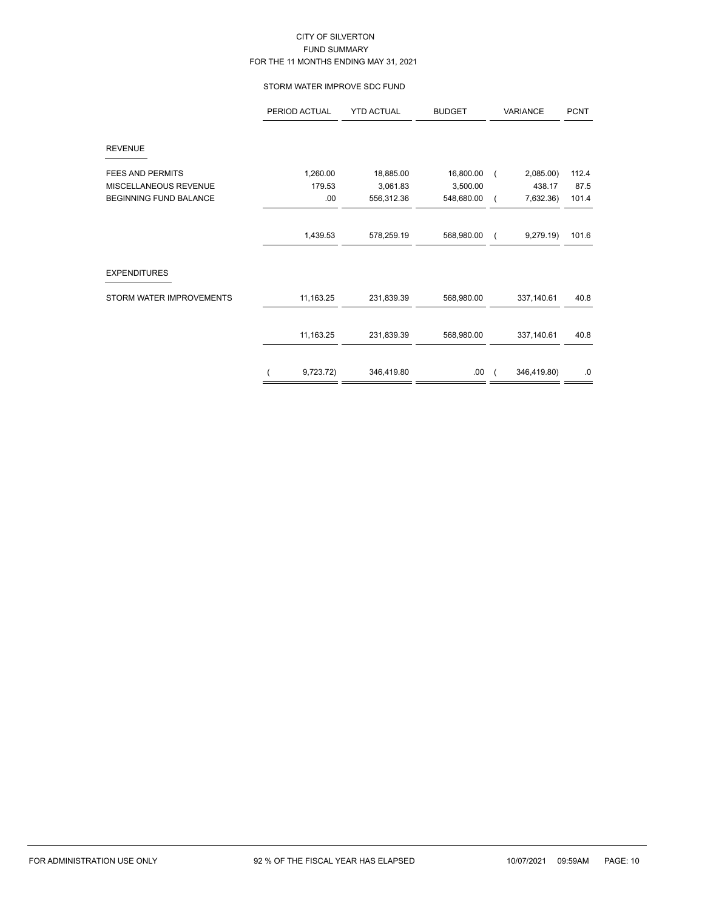CITY OF SILVERTON
FUND SUMMARY
FOR THE 11 MONTHS ENDING MAY 31, 2021

STORM WATER IMPROVE SDC FUND

| | PERIOD ACTUAL | YTD ACTUAL | BUDGET | VARIANCE | PCNT |
|---|---|---|---|---|---|
| **REVENUE** | | | | | |
| FEES AND PERMITS | 1,260.00 | 18,885.00 | 16,800.00 | ( 2,085.00) | 112.4 |
| MISCELLANEOUS REVENUE | 179.53 | 3,061.83 | 3,500.00 | 438.17 | 87.5 |
| BEGINNING FUND BALANCE | .00 | 556,312.36 | 548,680.00 | ( 7,632.36) | 101.4 |
| | 1,439.53 | 578,259.19 | 568,980.00 | ( 9,279.19) | 101.6 |
| **EXPENDITURES** | | | | | |
| STORM WATER IMPROVEMENTS | 11,163.25 | 231,839.39 | 568,980.00 | 337,140.61 | 40.8 |
| | 11,163.25 | 231,839.39 | 568,980.00 | 337,140.61 | 40.8 |
| | ( 9,723.72) | 346,419.80 | .00 | ( 346,419.80) | .0 |

FOR ADMINISTRATION USE ONLY 92 % OF THE FISCAL YEAR HAS ELAPSED 10/07/2021 09:59AM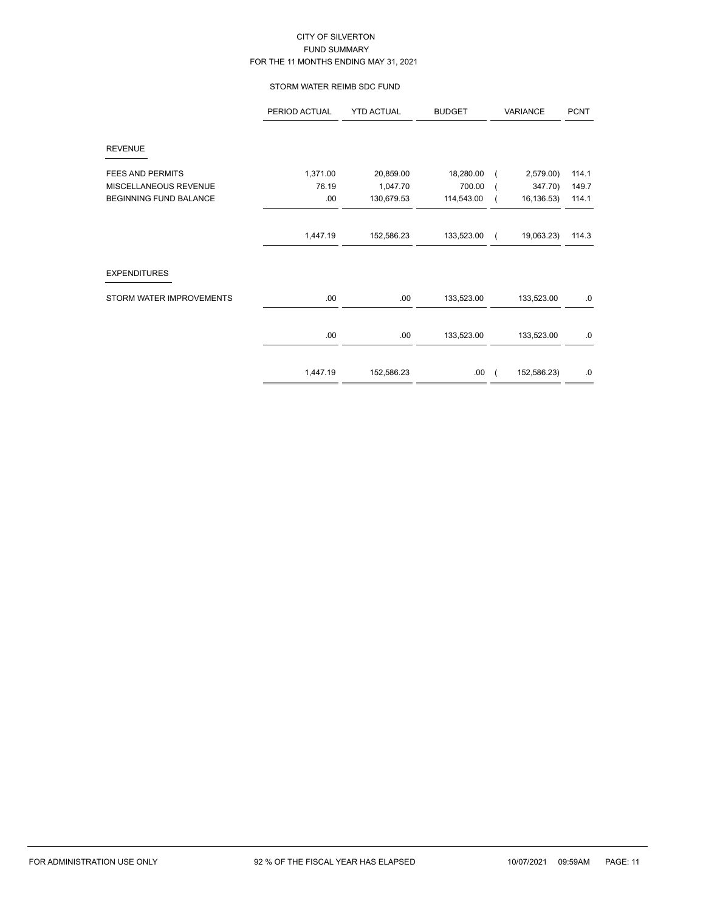CITY OF SILVERTON
FUND SUMMARY
FOR THE 11 MONTHS ENDING MAY 31, 2021

STORM WATER REIMB SDC FUND

| | PERIOD ACTUAL | YTD ACTUAL | BUDGET | VARIANCE | PCNT |
|---|---|---|---|---|---|
| **REVENUE** | | | | | |
| FEES AND PERMITS | 1,371.00 | 20,859.00 | 18,280.00 | ( 2,579.00) | 114.1 |
| MISCELLANEOUS REVENUE | 76.19 | 1,047.70 | 700.00 | ( 347.70) | 149.7 |
| BEGINNING FUND BALANCE | .00 | 130,679.53 | 114,543.00 | ( 16,136.53) | 114.1 |
| | 1,447.19 | 152,586.23 | 133,523.00 | ( 19,063.23) | 114.3 |
| **EXPENDITURES** | | | | | |
| STORM WATER IMPROVEMENTS | .00 | .00 | 133,523.00 | 133,523.00 | .0 |
| | .00 | .00 | 133,523.00 | 133,523.00 | .0 |
| | 1,447.19 | 152,586.23 | .00 | ( 152,586.23) | .0 |

FOR ADMINISTRATION USE ONLY — 92 % OF THE FISCAL YEAR HAS ELAPSED — 10/07/2021 09:59AM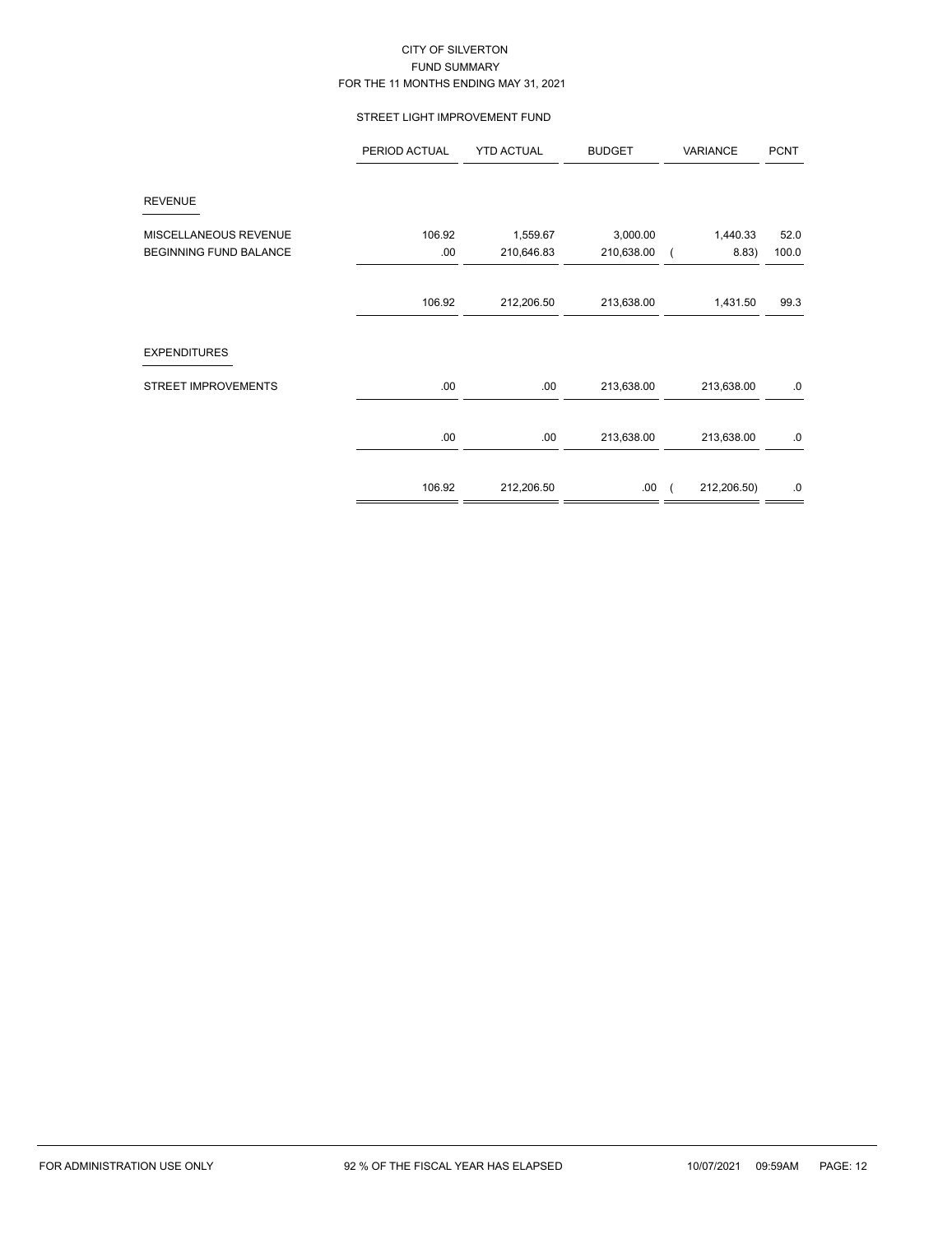CITY OF SILVERTON
FUND SUMMARY
FOR THE 11 MONTHS ENDING MAY 31, 2021

STREET LIGHT IMPROVEMENT FUND

| | PERIOD ACTUAL | YTD ACTUAL | BUDGET | VARIANCE | PCNT |
|---|---|---|---|---|---|
| **REVENUE** | | | | | |
| MISCELLANEOUS REVENUE | 106.92 | 1,559.67 | 3,000.00 | 1,440.33 | 52.0 |
| BEGINNING FUND BALANCE | .00 | 210,646.83 | 210,638.00 | ( 8.83) | 100.0 |
| | 106.92 | 212,206.50 | 213,638.00 | 1,431.50 | 99.3 |
| **EXPENDITURES** | | | | | |
| STREET IMPROVEMENTS | .00 | .00 | 213,638.00 | 213,638.00 | .0 |
| | .00 | .00 | 213,638.00 | 213,638.00 | .0 |
| | 106.92 | 212,206.50 | .00 | ( 212,206.50) | .0 |

FOR ADMINISTRATION USE ONLY    92 % OF THE FISCAL YEAR HAS ELAPSED    10/07/2021 09:59AM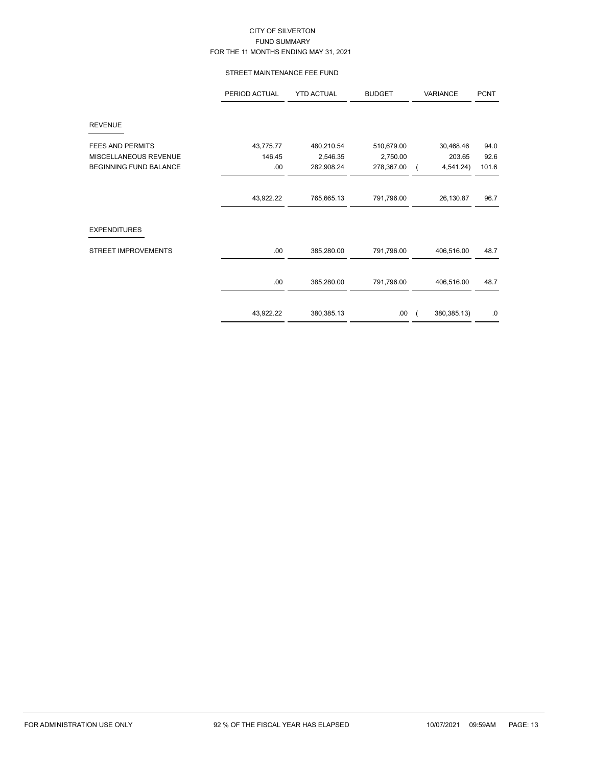CITY OF SILVERTON
FUND SUMMARY
FOR THE 11 MONTHS ENDING MAY 31, 2021

STREET MAINTENANCE FEE FUND

| | PERIOD ACTUAL | YTD ACTUAL | BUDGET | VARIANCE | PCNT |
|---|---|---|---|---|---|
| **REVENUE** | | | | | |
| FEES AND PERMITS | 43,775.77 | 480,210.54 | 510,679.00 | 30,468.46 | 94.0 |
| MISCELLANEOUS REVENUE | 146.45 | 2,546.35 | 2,750.00 | 203.65 | 92.6 |
| BEGINNING FUND BALANCE | .00 | 282,908.24 | 278,367.00 | ( 4,541.24) | 101.6 |
| | 43,922.22 | 765,665.13 | 791,796.00 | 26,130.87 | 96.7 |
| **EXPENDITURES** | | | | | |
| STREET IMPROVEMENTS | .00 | 385,280.00 | 791,796.00 | 406,516.00 | 48.7 |
| | .00 | 385,280.00 | 791,796.00 | 406,516.00 | 48.7 |
| | 43,922.22 | 380,385.13 | .00 | ( 380,385.13) | .0 |

FOR ADMINISTRATION USE ONLY 92 % OF THE FISCAL YEAR HAS ELAPSED 10/07/2021 09:59AM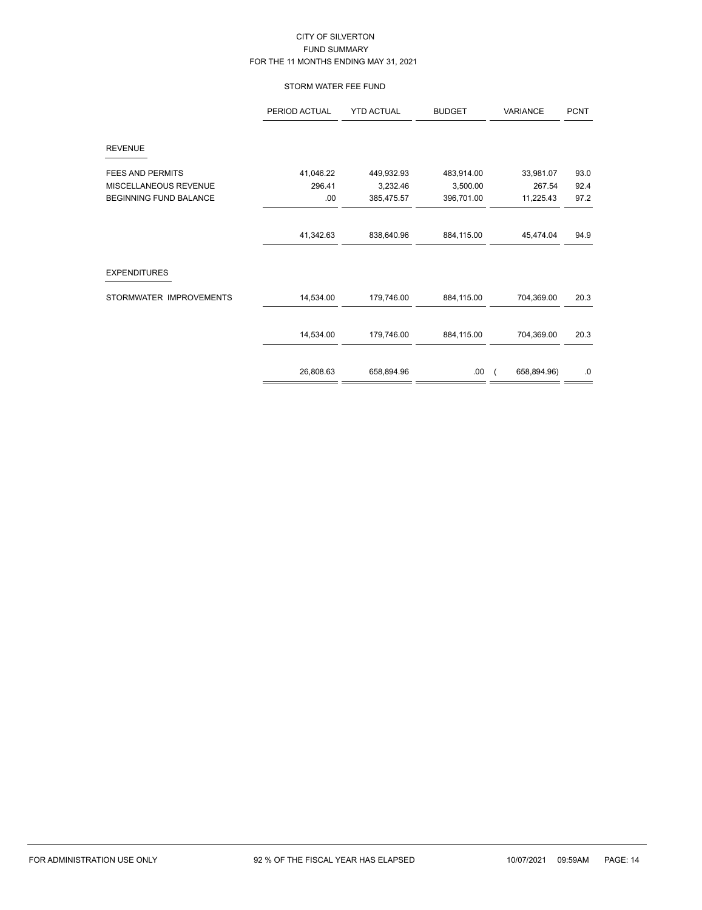CITY OF SILVERTON
FUND SUMMARY
FOR THE 11 MONTHS ENDING MAY 31, 2021

STORM WATER FEE FUND

| | PERIOD ACTUAL | YTD ACTUAL | BUDGET | VARIANCE | PCNT |
|---|---|---|---|---|---|
| REVENUE | | | | | |
| FEES AND PERMITS | 41,046.22 | 449,932.93 | 483,914.00 | 33,981.07 | 93.0 |
| MISCELLANEOUS REVENUE | 296.41 | 3,232.46 | 3,500.00 | 267.54 | 92.4 |
| BEGINNING FUND BALANCE | .00 | 385,475.57 | 396,701.00 | 11,225.43 | 97.2 |
| | 41,342.63 | 838,640.96 | 884,115.00 | 45,474.04 | 94.9 |
| EXPENDITURES | | | | | |
| STORMWATER IMPROVEMENTS | 14,534.00 | 179,746.00 | 884,115.00 | 704,369.00 | 20.3 |
| | 14,534.00 | 179,746.00 | 884,115.00 | 704,369.00 | 20.3 |
| | 26,808.63 | 658,894.96 | .00 | ( 658,894.96) | .0 |

FOR ADMINISTRATION USE ONLY    92 % OF THE FISCAL YEAR HAS ELAPSED    10/07/2021 09:59AM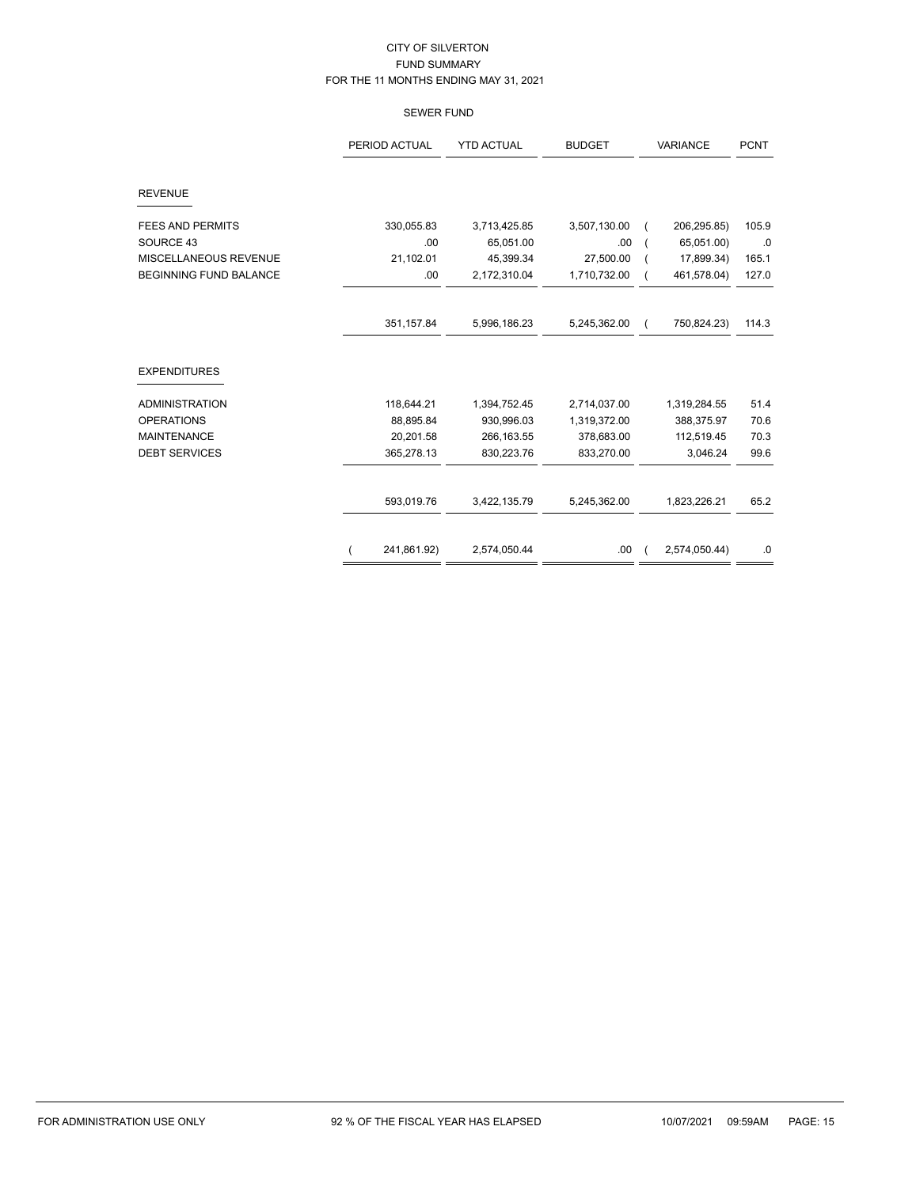CITY OF SILVERTON
FUND SUMMARY
FOR THE 11 MONTHS ENDING MAY 31, 2021

SEWER FUND

| | PERIOD ACTUAL | YTD ACTUAL | BUDGET | VARIANCE | PCNT |
|---|---|---|---|---|---|
| **REVENUE** | | | | | |
| FEES AND PERMITS | 330,055.83 | 3,713,425.85 | 3,507,130.00 | ( 206,295.85) | 105.9 |
| SOURCE 43 | .00 | 65,051.00 | .00 | ( 65,051.00) | .0 |
| MISCELLANEOUS REVENUE | 21,102.01 | 45,399.34 | 27,500.00 | ( 17,899.34) | 165.1 |
| BEGINNING FUND BALANCE | .00 | 2,172,310.04 | 1,710,732.00 | ( 461,578.04) | 127.0 |
| | 351,157.84 | 5,996,186.23 | 5,245,362.00 | ( 750,824.23) | 114.3 |
| **EXPENDITURES** | | | | | |
| ADMINISTRATION | 118,644.21 | 1,394,752.45 | 2,714,037.00 | 1,319,284.55 | 51.4 |
| OPERATIONS | 88,895.84 | 930,996.03 | 1,319,372.00 | 388,375.97 | 70.6 |
| MAINTENANCE | 20,201.58 | 266,163.55 | 378,683.00 | 112,519.45 | 70.3 |
| DEBT SERVICES | 365,278.13 | 830,223.76 | 833,270.00 | 3,046.24 | 99.6 |
| | 593,019.76 | 3,422,135.79 | 5,245,362.00 | 1,823,226.21 | 65.2 |
| | ( 241,861.92) | 2,574,050.44 | .00 | ( 2,574,050.44) | .0 |

FOR ADMINISTRATION USE ONLY — 92 % OF THE FISCAL YEAR HAS ELAPSED — 10/07/2021 09:59AM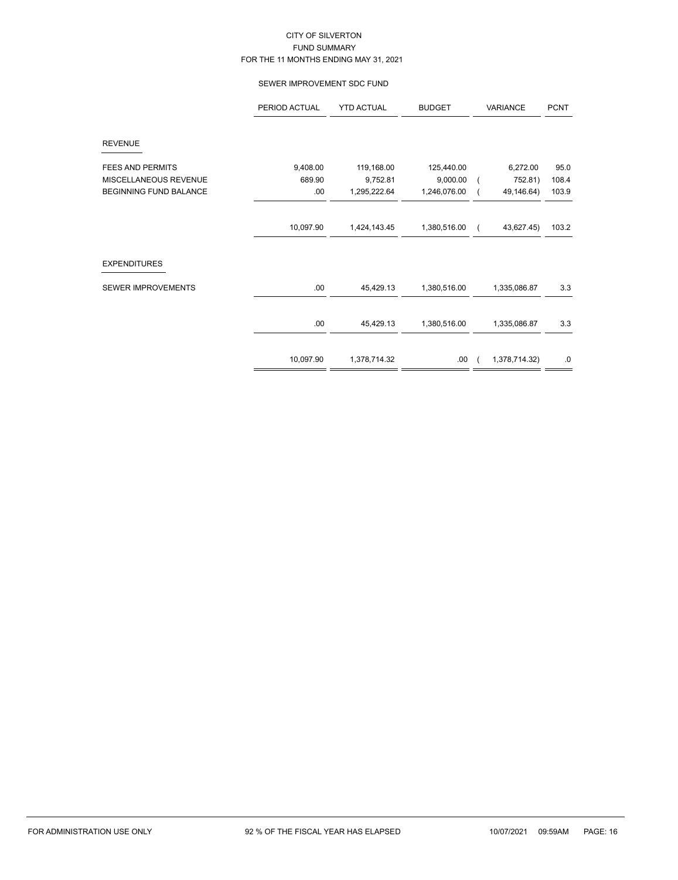CITY OF SILVERTON
FUND SUMMARY
FOR THE 11 MONTHS ENDING MAY 31, 2021

SEWER IMPROVEMENT SDC FUND

| | PERIOD ACTUAL | YTD ACTUAL | BUDGET | VARIANCE | PCNT |
|---|---|---|---|---|---|
| **REVENUE** | | | | | |
| FEES AND PERMITS | 9,408.00 | 119,168.00 | 125,440.00 | 6,272.00 | 95.0 |
| MISCELLANEOUS REVENUE | 689.90 | 9,752.81 | 9,000.00 | ( 752.81) | 108.4 |
| BEGINNING FUND BALANCE | .00 | 1,295,222.64 | 1,246,076.00 | ( 49,146.64) | 103.9 |
| | 10,097.90 | 1,424,143.45 | 1,380,516.00 | ( 43,627.45) | 103.2 |
| **EXPENDITURES** | | | | | |
| SEWER IMPROVEMENTS | .00 | 45,429.13 | 1,380,516.00 | 1,335,086.87 | 3.3 |
| | .00 | 45,429.13 | 1,380,516.00 | 1,335,086.87 | 3.3 |
| | 10,097.90 | 1,378,714.32 | .00 | ( 1,378,714.32) | .0 |

FOR ADMINISTRATION USE ONLY 92 % OF THE FISCAL YEAR HAS ELAPSED 10/07/2021 09:59AM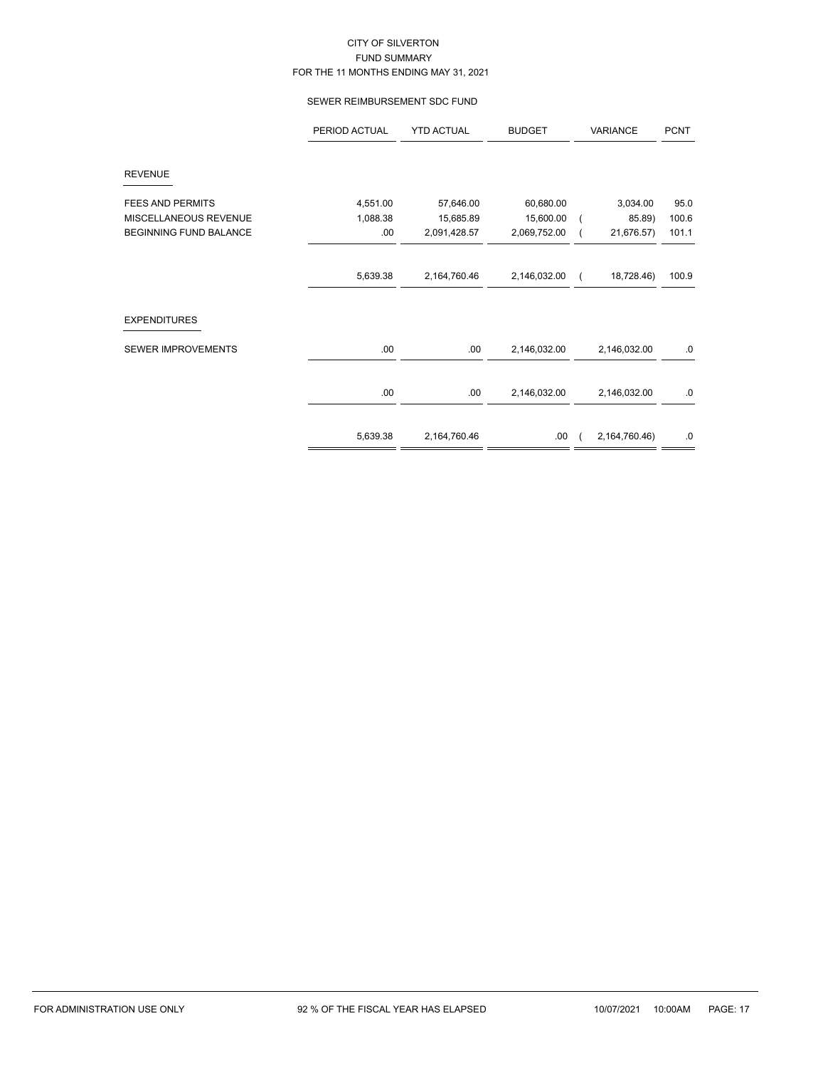CITY OF SILVERTON
FUND SUMMARY
FOR THE 11 MONTHS ENDING MAY 31, 2021

SEWER REIMBURSEMENT SDC FUND

| | PERIOD ACTUAL | YTD ACTUAL | BUDGET | VARIANCE | PCNT |
|---|---|---|---|---|---|
| REVENUE | | | | | |
| FEES AND PERMITS | 4,551.00 | 57,646.00 | 60,680.00 | 3,034.00 | 95.0 |
| MISCELLANEOUS REVENUE | 1,088.38 | 15,685.89 | 15,600.00 | ( 85.89) | 100.6 |
| BEGINNING FUND BALANCE | .00 | 2,091,428.57 | 2,069,752.00 | ( 21,676.57) | 101.1 |
| | 5,639.38 | 2,164,760.46 | 2,146,032.00 | ( 18,728.46) | 100.9 |
| EXPENDITURES | | | | | |
| SEWER IMPROVEMENTS | .00 | .00 | 2,146,032.00 | 2,146,032.00 | .0 |
| | .00 | .00 | 2,146,032.00 | 2,146,032.00 | .0 |
| | 5,639.38 | 2,164,760.46 | .00 | ( 2,164,760.46) | .0 |

FOR ADMINISTRATION USE ONLY — 92 % OF THE FISCAL YEAR HAS ELAPSED — 10/07/2021 10:00AM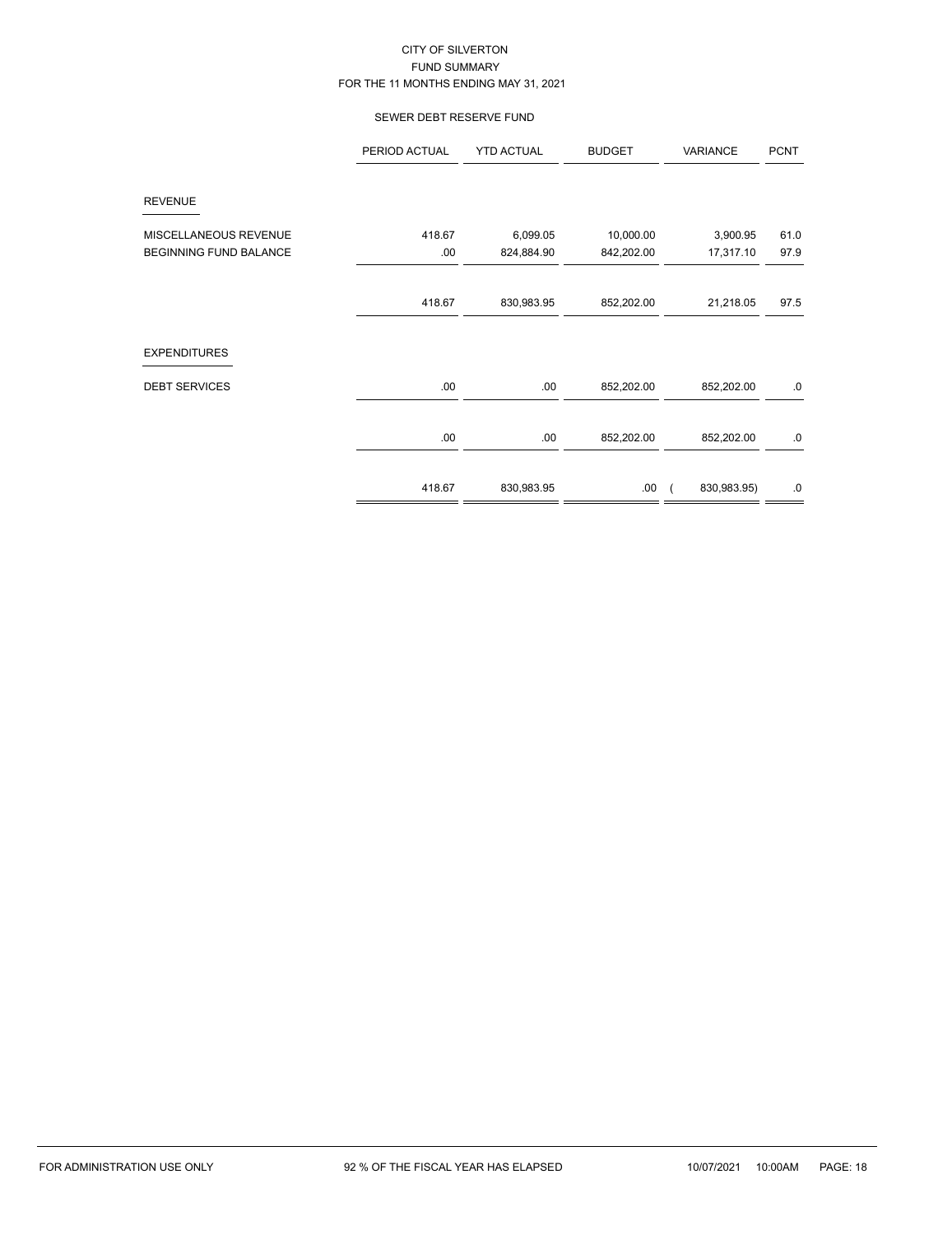CITY OF SILVERTON
FUND SUMMARY
FOR THE 11 MONTHS ENDING MAY 31, 2021

SEWER DEBT RESERVE FUND

| | PERIOD ACTUAL | YTD ACTUAL | BUDGET | VARIANCE | PCNT |
|---|---|---|---|---|---|
| REVENUE | | | | | |
| MISCELLANEOUS REVENUE | 418.67 | 6,099.05 | 10,000.00 | 3,900.95 | 61.0 |
| BEGINNING FUND BALANCE | .00 | 824,884.90 | 842,202.00 | 17,317.10 | 97.9 |
| | 418.67 | 830,983.95 | 852,202.00 | 21,218.05 | 97.5 |
| EXPENDITURES | | | | | |
| DEBT SERVICES | .00 | .00 | 852,202.00 | 852,202.00 | .0 |
| | .00 | .00 | 852,202.00 | 852,202.00 | .0 |
| | 418.67 | 830,983.95 | .00 | ( 830,983.95) | .0 |

FOR ADMINISTRATION USE ONLY — 92 % OF THE FISCAL YEAR HAS ELAPSED — 10/07/2021 10:00AM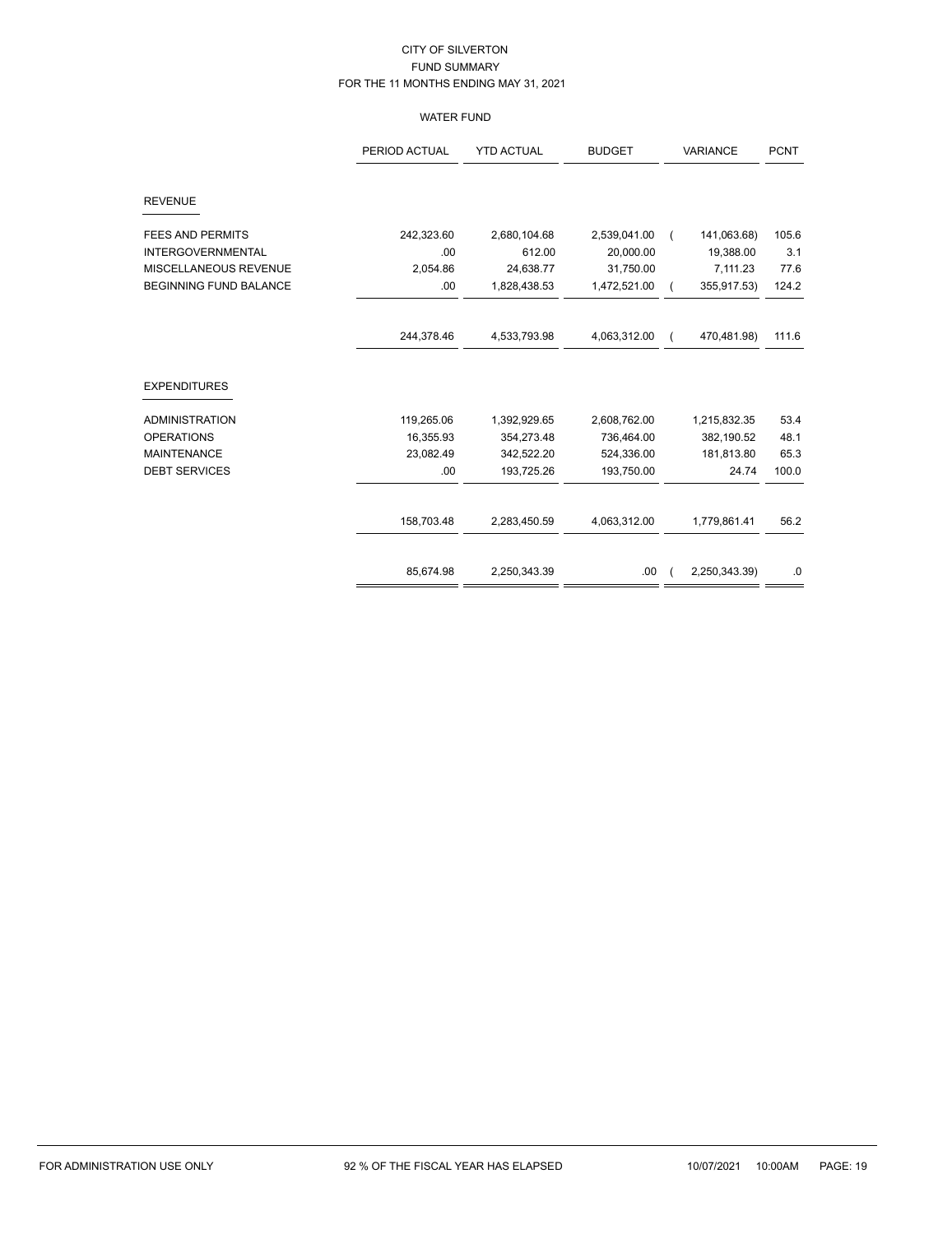# CITY OF SILVERTON

## FUND SUMMARY

### FOR THE 11 MONTHS ENDING MAY 31, 2021

#### WATER FUND

| | PERIOD ACTUAL | YTD ACTUAL | BUDGET | VARIANCE | PCNT |
|---|---|---|---|---|---|
| **REVENUE** | | | | | |
| FEES AND PERMITS | 242,323.60 | 2,680,104.68 | 2,539,041.00 | ( 141,063.68) | 105.6 |
| INTERGOVERNMENTAL | .00 | 612.00 | 20,000.00 | 19,388.00 | 3.1 |
| MISCELLANEOUS REVENUE | 2,054.86 | 24,638.77 | 31,750.00 | 7,111.23 | 77.6 |
| BEGINNING FUND BALANCE | .00 | 1,828,438.53 | 1,472,521.00 | ( 355,917.53) | 124.2 |
| | 244,378.46 | 4,533,793.98 | 4,063,312.00 | ( 470,481.98) | 111.6 |
| **EXPENDITURES** | | | | | |
| ADMINISTRATION | 119,265.06 | 1,392,929.65 | 2,608,762.00 | 1,215,832.35 | 53.4 |
| OPERATIONS | 16,355.93 | 354,273.48 | 736,464.00 | 382,190.52 | 48.1 |
| MAINTENANCE | 23,082.49 | 342,522.20 | 524,336.00 | 181,813.80 | 65.3 |
| DEBT SERVICES | .00 | 193,725.26 | 193,750.00 | 24.74 | 100.0 |
| | 158,703.48 | 2,283,450.59 | 4,063,312.00 | 1,779,861.41 | 56.2 |
| | 85,674.98 | 2,250,343.39 | .00 | ( 2,250,343.39) | .0 |

FOR ADMINISTRATION USE ONLY — 92 % OF THE FISCAL YEAR HAS ELAPSED — 10/07/2021 10:00AM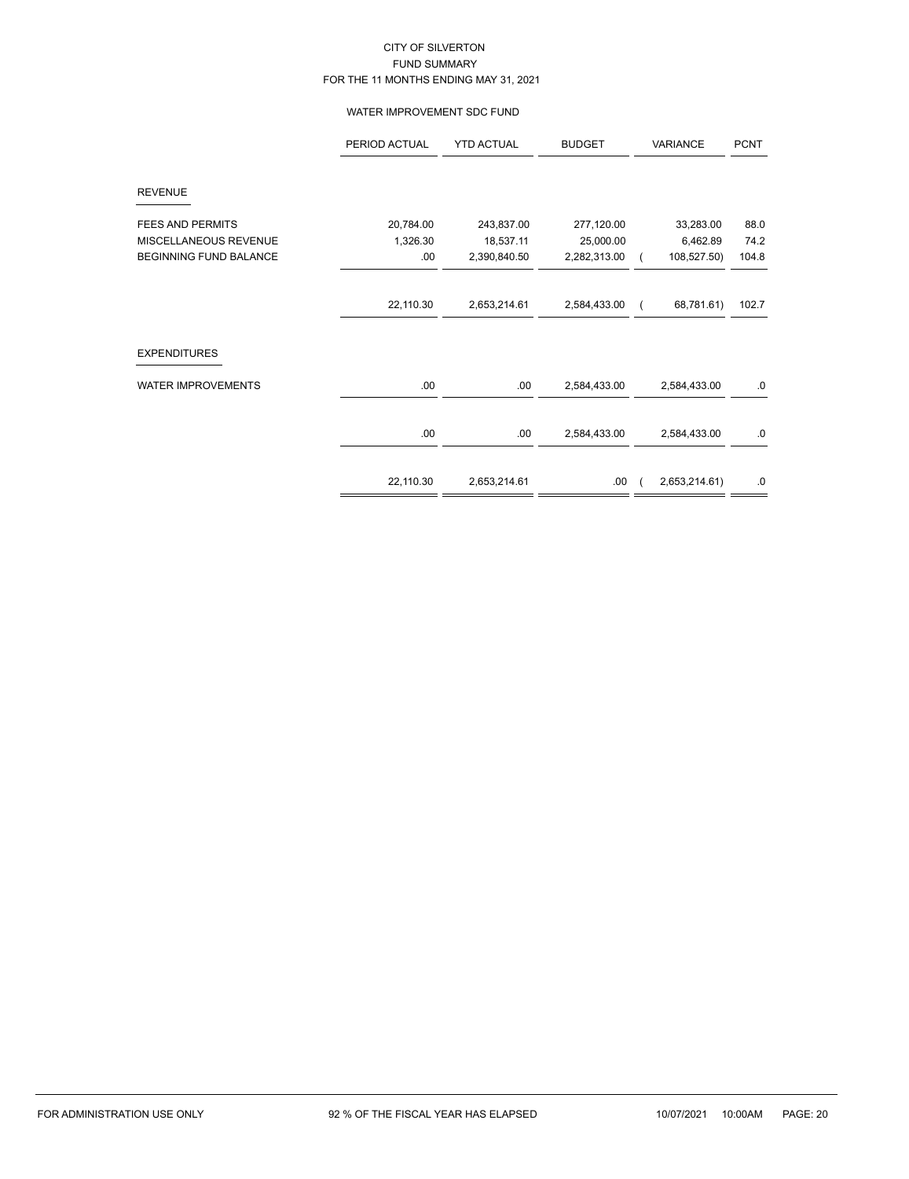CITY OF SILVERTON
FUND SUMMARY
FOR THE 11 MONTHS ENDING MAY 31, 2021

WATER IMPROVEMENT SDC FUND

| | PERIOD ACTUAL | YTD ACTUAL | BUDGET | VARIANCE | PCNT |
|---|---|---|---|---|---|
| **REVENUE** | | | | | |
| FEES AND PERMITS | 20,784.00 | 243,837.00 | 277,120.00 | 33,283.00 | 88.0 |
| MISCELLANEOUS REVENUE | 1,326.30 | 18,537.11 | 25,000.00 | 6,462.89 | 74.2 |
| BEGINNING FUND BALANCE | .00 | 2,390,840.50 | 2,282,313.00 | ( 108,527.50) | 104.8 |
| | 22,110.30 | 2,653,214.61 | 2,584,433.00 | ( 68,781.61) | 102.7 |
| **EXPENDITURES** | | | | | |
| WATER IMPROVEMENTS | .00 | .00 | 2,584,433.00 | 2,584,433.00 | .0 |
| | .00 | .00 | 2,584,433.00 | 2,584,433.00 | .0 |
| | 22,110.30 | 2,653,214.61 | .00 | ( 2,653,214.61) | .0 |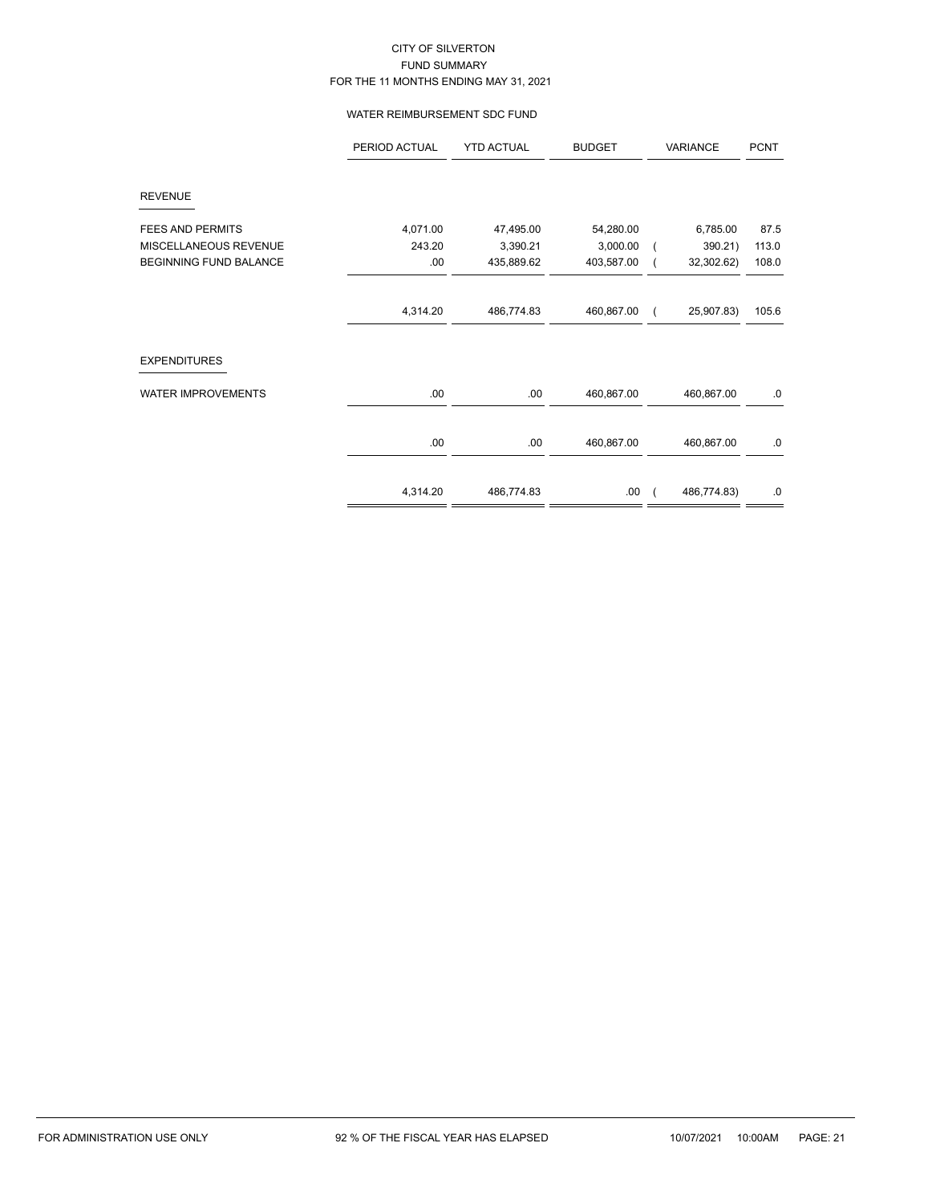CITY OF SILVERTON
FUND SUMMARY
FOR THE 11 MONTHS ENDING MAY 31, 2021

WATER REIMBURSEMENT SDC FUND

| | PERIOD ACTUAL | YTD ACTUAL | BUDGET | VARIANCE | PCNT |
|---|---|---|---|---|---|
| **REVENUE** | | | | | |
| FEES AND PERMITS | 4,071.00 | 47,495.00 | 54,280.00 | 6,785.00 | 87.5 |
| MISCELLANEOUS REVENUE | 243.20 | 3,390.21 | 3,000.00 | ( 390.21) | 113.0 |
| BEGINNING FUND BALANCE | .00 | 435,889.62 | 403,587.00 | ( 32,302.62) | 108.0 |
| | 4,314.20 | 486,774.83 | 460,867.00 | ( 25,907.83) | 105.6 |
| **EXPENDITURES** | | | | | |
| WATER IMPROVEMENTS | .00 | .00 | 460,867.00 | 460,867.00 | .0 |
| | .00 | .00 | 460,867.00 | 460,867.00 | .0 |
| | 4,314.20 | 486,774.83 | .00 | ( 486,774.83) | .0 |

FOR ADMINISTRATION USE ONLY | 92 % OF THE FISCAL YEAR HAS ELAPSED | 10/07/2021 10:00AM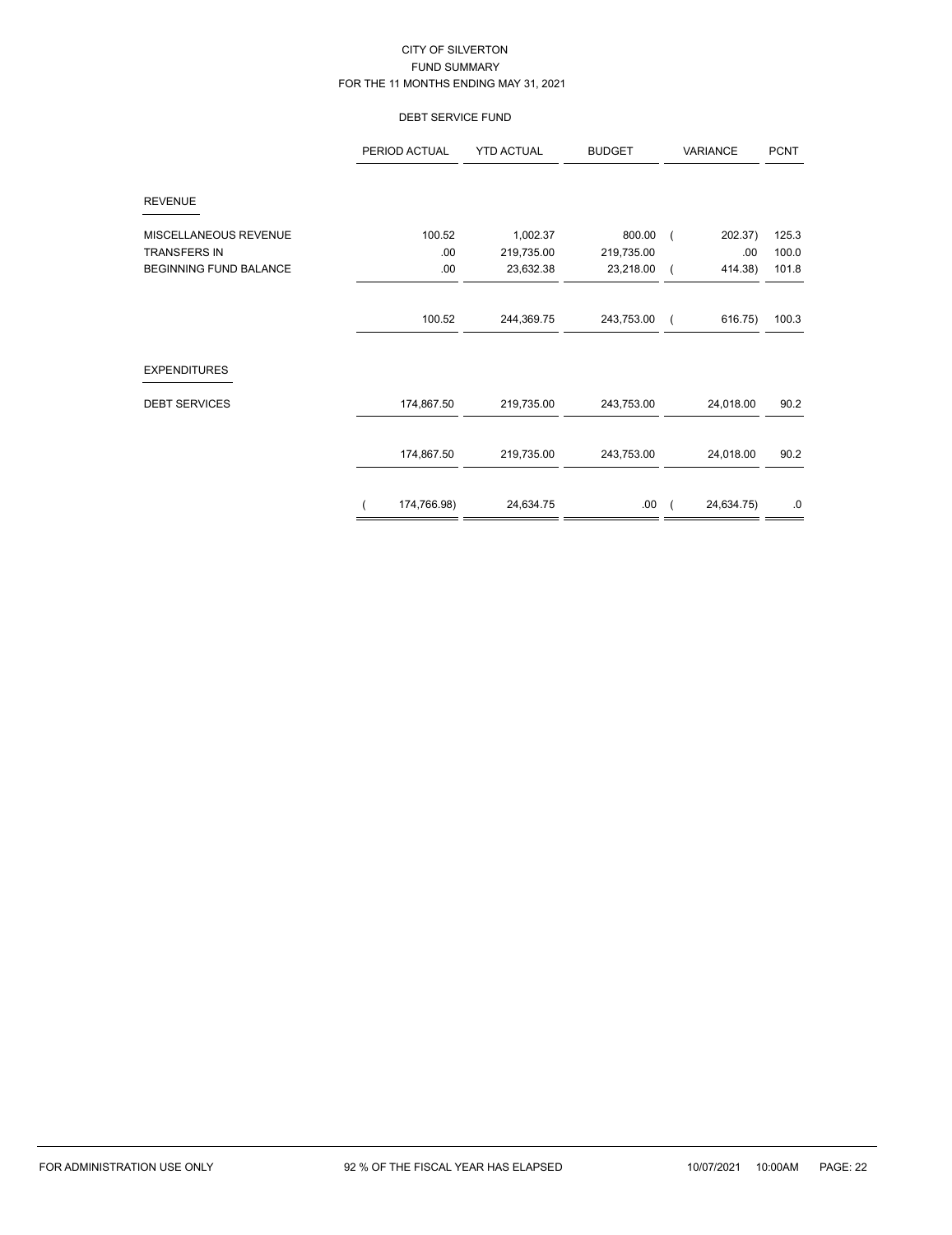# CITY OF SILVERTON
## FUND SUMMARY
### FOR THE 11 MONTHS ENDING MAY 31, 2021

### DEBT SERVICE FUND

| | PERIOD ACTUAL | YTD ACTUAL | BUDGET | VARIANCE | PCNT |
|---|---|---|---|---|---|
| **REVENUE** | | | | | |
| MISCELLANEOUS REVENUE | 100.52 | 1,002.37 | 800.00 | ( 202.37) | 125.3 |
| TRANSFERS IN | .00 | 219,735.00 | 219,735.00 | .00 | 100.0 |
| BEGINNING FUND BALANCE | .00 | 23,632.38 | 23,218.00 | ( 414.38) | 101.8 |
| | 100.52 | 244,369.75 | 243,753.00 | ( 616.75) | 100.3 |
| **EXPENDITURES** | | | | | |
| DEBT SERVICES | 174,867.50 | 219,735.00 | 243,753.00 | 24,018.00 | 90.2 |
| | 174,867.50 | 219,735.00 | 243,753.00 | 24,018.00 | 90.2 |
| | ( 174,766.98) | 24,634.75 | .00 | ( 24,634.75) | .0 |

FOR ADMINISTRATION USE ONLY    92 % OF THE FISCAL YEAR HAS ELAPSED    10/07/2021 10:00AM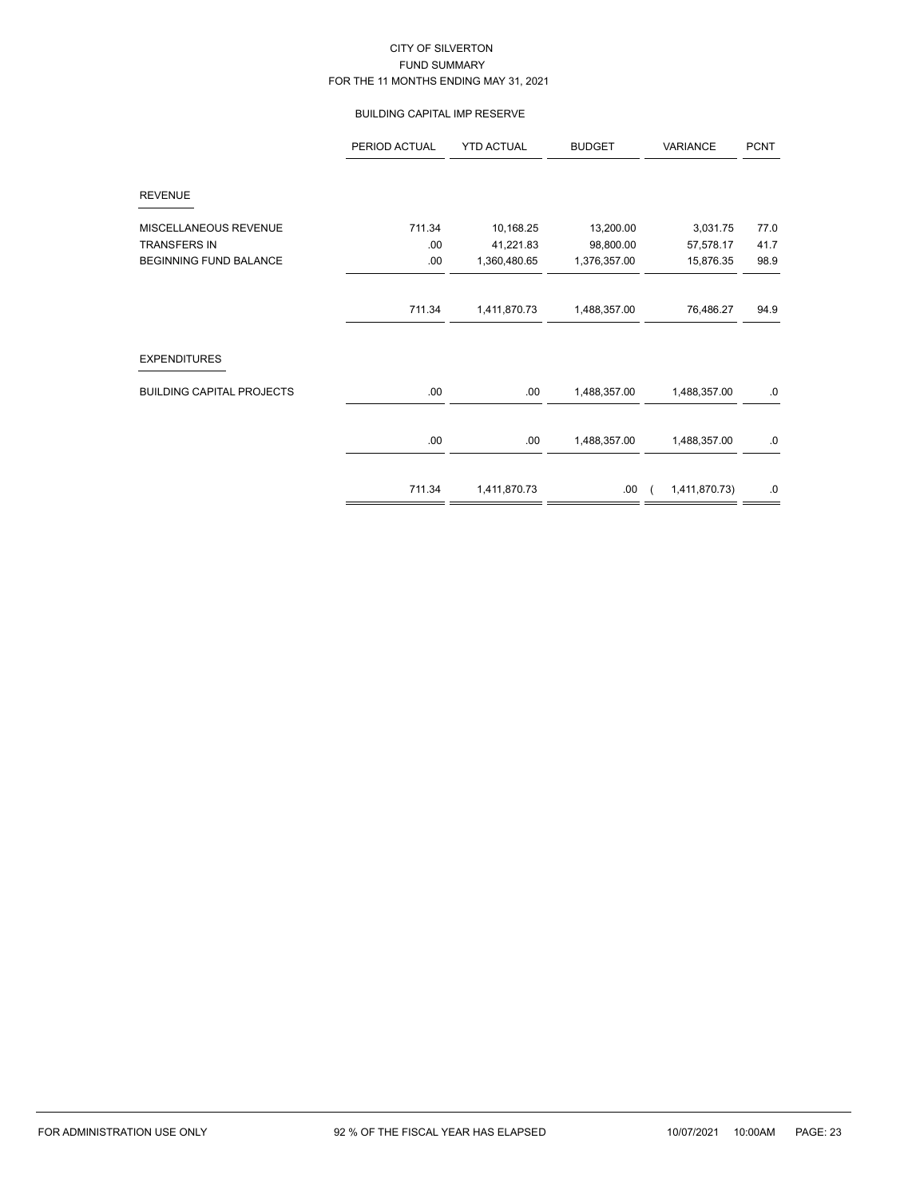CITY OF SILVERTON
FUND SUMMARY
FOR THE 11 MONTHS ENDING MAY 31, 2021

BUILDING CAPITAL IMP RESERVE

| | PERIOD ACTUAL | YTD ACTUAL | BUDGET | VARIANCE | PCNT |
|---|---|---|---|---|---|
| **REVENUE** | | | | | |
| MISCELLANEOUS REVENUE | 711.34 | 10,168.25 | 13,200.00 | 3,031.75 | 77.0 |
| TRANSFERS IN | .00 | 41,221.83 | 98,800.00 | 57,578.17 | 41.7 |
| BEGINNING FUND BALANCE | .00 | 1,360,480.65 | 1,376,357.00 | 15,876.35 | 98.9 |
| | 711.34 | 1,411,870.73 | 1,488,357.00 | 76,486.27 | 94.9 |
| **EXPENDITURES** | | | | | |
| BUILDING CAPITAL PROJECTS | .00 | .00 | 1,488,357.00 | 1,488,357.00 | .0 |
| | .00 | .00 | 1,488,357.00 | 1,488,357.00 | .0 |
| | 711.34 | 1,411,870.73 | .00 | ( 1,411,870.73) | .0 |

FOR ADMINISTRATION USE ONLY 92 % OF THE FISCAL YEAR HAS ELAPSED 10/07/2021 10:00AM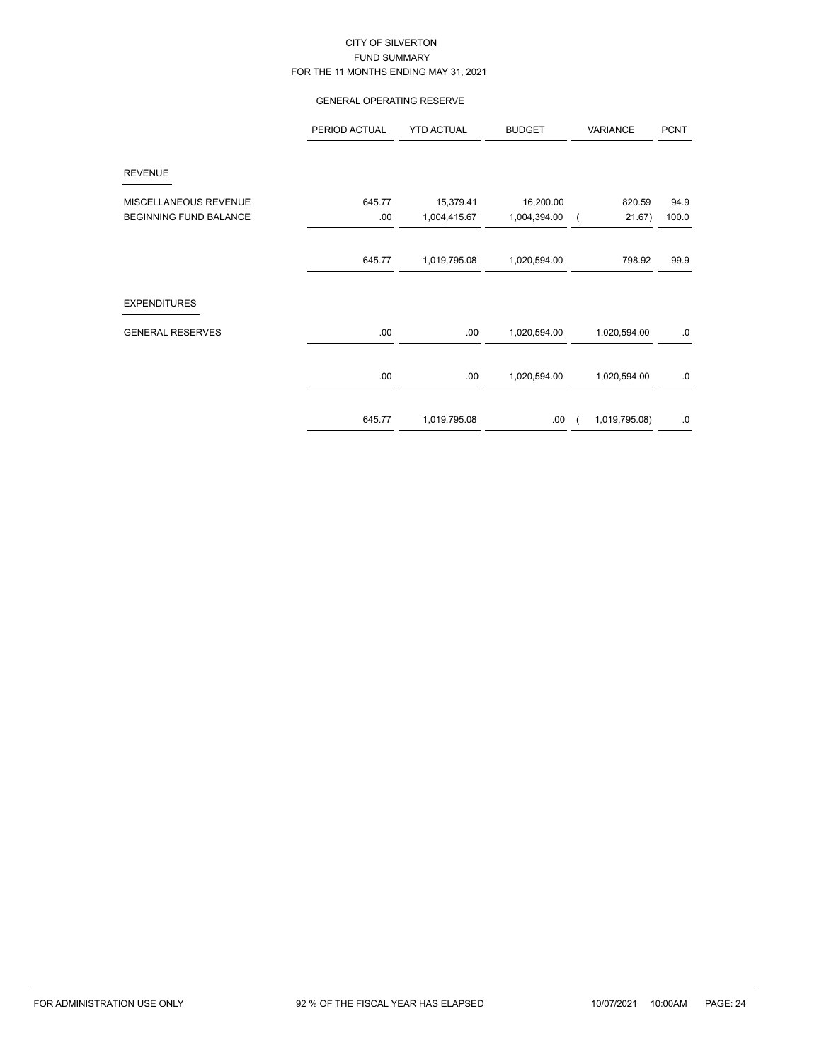# CITY OF SILVERTON
## FUND SUMMARY
### FOR THE 11 MONTHS ENDING MAY 31, 2021

#### GENERAL OPERATING RESERVE

| | PERIOD ACTUAL | YTD ACTUAL | BUDGET | VARIANCE | PCNT |
|---|---|---|---|---|---|
| **REVENUE** | | | | | |
| MISCELLANEOUS REVENUE | 645.77 | 15,379.41 | 16,200.00 | 820.59 | 94.9 |
| BEGINNING FUND BALANCE | .00 | 1,004,415.67 | 1,004,394.00 | ( 21.67) | 100.0 |
| | 645.77 | 1,019,795.08 | 1,020,594.00 | 798.92 | 99.9 |
| **EXPENDITURES** | | | | | |
| GENERAL RESERVES | .00 | .00 | 1,020,594.00 | 1,020,594.00 | .0 |
| | .00 | .00 | 1,020,594.00 | 1,020,594.00 | .0 |
| | 645.77 | 1,019,795.08 | .00 | ( 1,019,795.08) | .0 |

FOR ADMINISTRATION USE ONLY — 92 % OF THE FISCAL YEAR HAS ELAPSED — 10/07/2021 10:00AM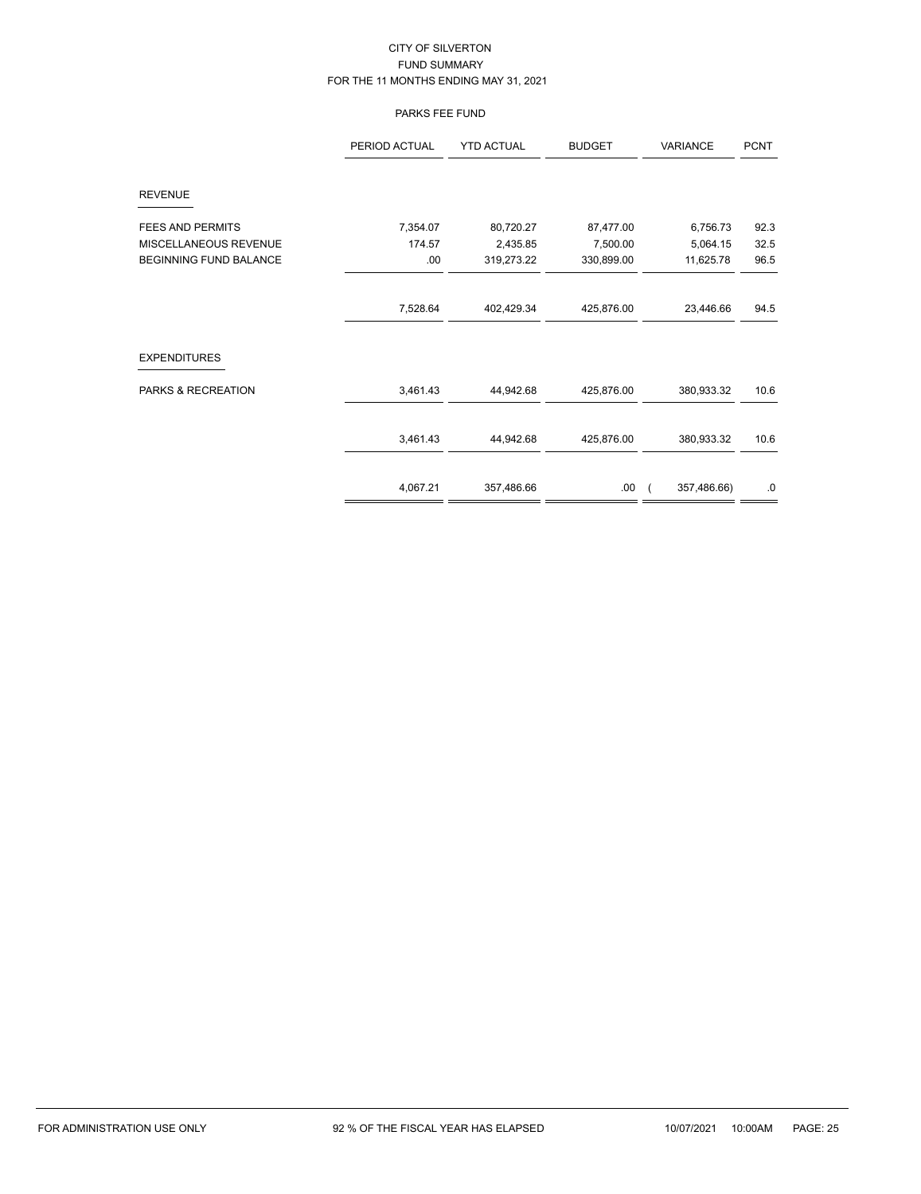# CITY OF SILVERTON

## FUND SUMMARY

### FOR THE 11 MONTHS ENDING MAY 31, 2021

#### PARKS FEE FUND

| | PERIOD ACTUAL | YTD ACTUAL | BUDGET | VARIANCE | PCNT |
|---|---|---|---|---|---|
| **REVENUE** | | | | | |
| FEES AND PERMITS | 7,354.07 | 80,720.27 | 87,477.00 | 6,756.73 | 92.3 |
| MISCELLANEOUS REVENUE | 174.57 | 2,435.85 | 7,500.00 | 5,064.15 | 32.5 |
| BEGINNING FUND BALANCE | .00 | 319,273.22 | 330,899.00 | 11,625.78 | 96.5 |
| | 7,528.64 | 402,429.34 | 425,876.00 | 23,446.66 | 94.5 |
| **EXPENDITURES** | | | | | |
| PARKS & RECREATION | 3,461.43 | 44,942.68 | 425,876.00 | 380,933.32 | 10.6 |
| | 3,461.43 | 44,942.68 | 425,876.00 | 380,933.32 | 10.6 |
| | 4,067.21 | 357,486.66 | .00 | ( 357,486.66) | .0 |

FOR ADMINISTRATION USE ONLY 92 % OF THE FISCAL YEAR HAS ELAPSED 10/07/2021 10:00AM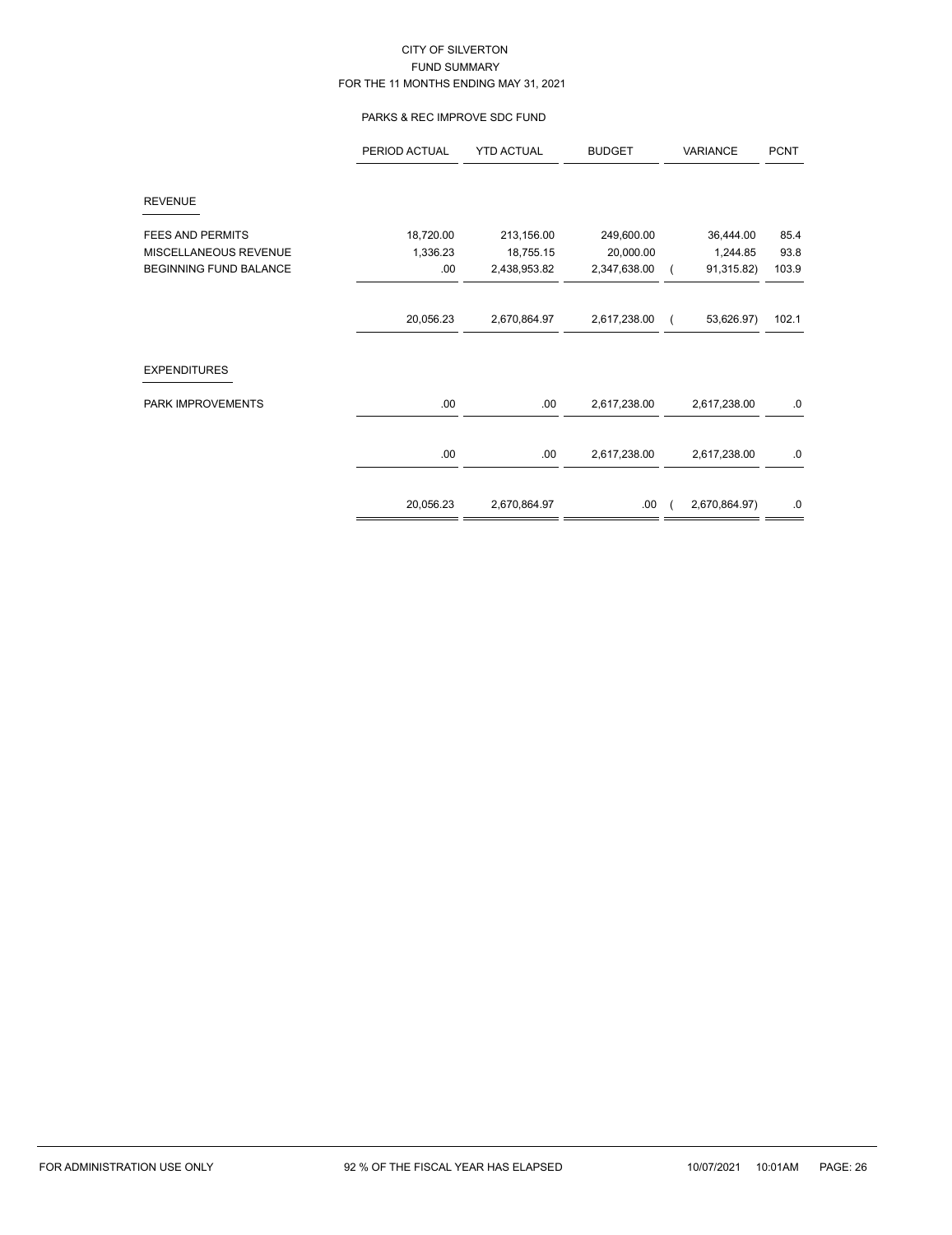CITY OF SILVERTON
FUND SUMMARY
FOR THE 11 MONTHS ENDING MAY 31, 2021

PARKS & REC IMPROVE SDC FUND

| | PERIOD ACTUAL | YTD ACTUAL | BUDGET | VARIANCE | PCNT |
|---|---|---|---|---|---|
| **REVENUE** | | | | | |
| FEES AND PERMITS | 18,720.00 | 213,156.00 | 249,600.00 | 36,444.00 | 85.4 |
| MISCELLANEOUS REVENUE | 1,336.23 | 18,755.15 | 20,000.00 | 1,244.85 | 93.8 |
| BEGINNING FUND BALANCE | .00 | 2,438,953.82 | 2,347,638.00 | ( 91,315.82) | 103.9 |
| | 20,056.23 | 2,670,864.97 | 2,617,238.00 | ( 53,626.97) | 102.1 |
| **EXPENDITURES** | | | | | |
| PARK IMPROVEMENTS | .00 | .00 | 2,617,238.00 | 2,617,238.00 | .0 |
| | .00 | .00 | 2,617,238.00 | 2,617,238.00 | .0 |
| | 20,056.23 | 2,670,864.97 | .00 | ( 2,670,864.97) | .0 |

FOR ADMINISTRATION USE ONLY

92 % OF THE FISCAL YEAR HAS ELAPSED

10/07/2021 10:01AM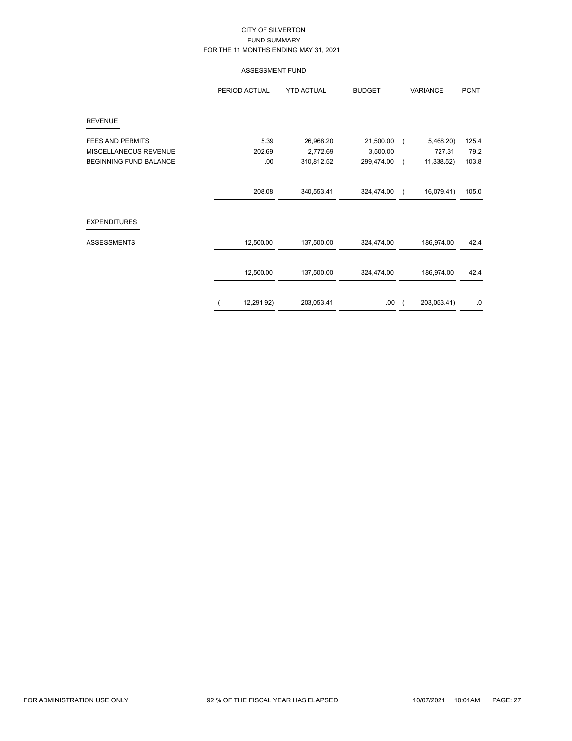CITY OF SILVERTON
FUND SUMMARY
FOR THE 11 MONTHS ENDING MAY 31, 2021

ASSESSMENT FUND

| | PERIOD ACTUAL | YTD ACTUAL | BUDGET | VARIANCE | PCNT |
|---|---|---|---|---|---|
| **REVENUE** | | | | | |
| FEES AND PERMITS | 5.39 | 26,968.20 | 21,500.00 | ( 5,468.20) | 125.4 |
| MISCELLANEOUS REVENUE | 202.69 | 2,772.69 | 3,500.00 | 727.31 | 79.2 |
| BEGINNING FUND BALANCE | .00 | 310,812.52 | 299,474.00 | ( 11,338.52) | 103.8 |
| | 208.08 | 340,553.41 | 324,474.00 | ( 16,079.41) | 105.0 |
| **EXPENDITURES** | | | | | |
| ASSESSMENTS | 12,500.00 | 137,500.00 | 324,474.00 | 186,974.00 | 42.4 |
| | 12,500.00 | 137,500.00 | 324,474.00 | 186,974.00 | 42.4 |
| | ( 12,291.92) | 203,053.41 | .00 | ( 203,053.41) | .0 |

FOR ADMINISTRATION USE ONLY 92 % OF THE FISCAL YEAR HAS ELAPSED 10/07/2021 10:01AM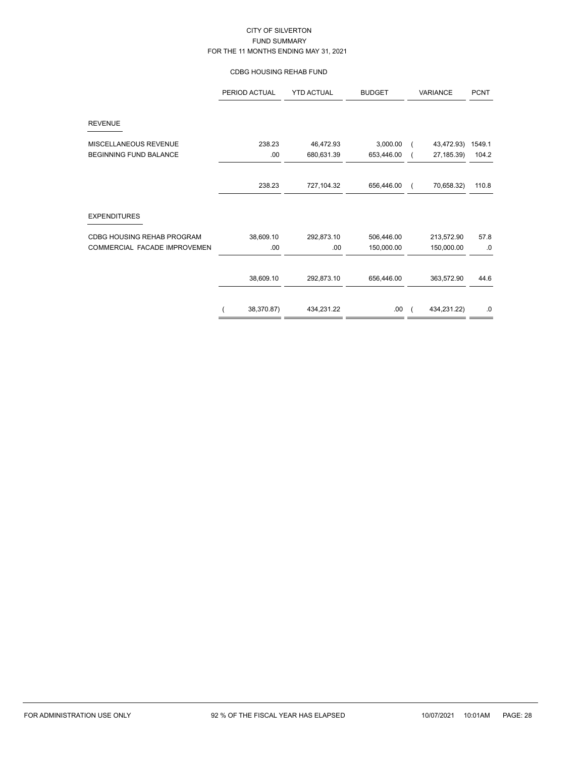CITY OF SILVERTON
FUND SUMMARY
FOR THE 11 MONTHS ENDING MAY 31, 2021

CDBG HOUSING REHAB FUND

| | PERIOD ACTUAL | YTD ACTUAL | BUDGET | VARIANCE | PCNT |
|---|---|---|---|---|---|
| **REVENUE** | | | | | |
| MISCELLANEOUS REVENUE | 238.23 | 46,472.93 | 3,000.00 | ( 43,472.93) | 1549.1 |
| BEGINNING FUND BALANCE | .00 | 680,631.39 | 653,446.00 | ( 27,185.39) | 104.2 |
| | 238.23 | 727,104.32 | 656,446.00 | ( 70,658.32) | 110.8 |
| **EXPENDITURES** | | | | | |
| CDBG HOUSING REHAB PROGRAM | 38,609.10 | 292,873.10 | 506,446.00 | 213,572.90 | 57.8 |
| COMMERCIAL FACADE IMPROVEMEN | .00 | .00 | 150,000.00 | 150,000.00 | .0 |
| | 38,609.10 | 292,873.10 | 656,446.00 | 363,572.90 | 44.6 |
| | ( 38,370.87) | 434,231.22 | .00 | ( 434,231.22) | .0 |

FOR ADMINISTRATION USE ONLY    92 % OF THE FISCAL YEAR HAS ELAPSED    10/07/2021 10:01AM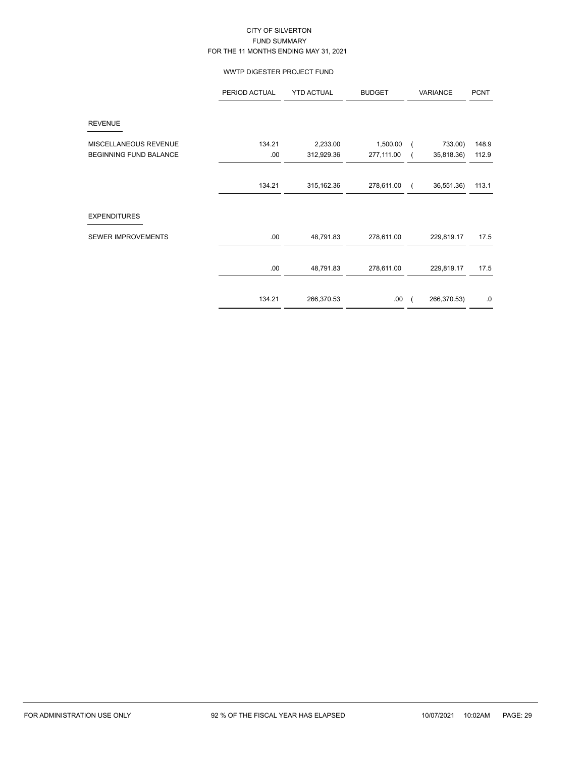# CITY OF SILVERTON
## FUND SUMMARY
### FOR THE 11 MONTHS ENDING MAY 31, 2021

#### WWTP DIGESTER PROJECT FUND

| | PERIOD ACTUAL | YTD ACTUAL | BUDGET | VARIANCE | PCNT |
|---|---|---|---|---|---|
| **REVENUE** | | | | | |
| MISCELLANEOUS REVENUE | 134.21 | 2,233.00 | 1,500.00 | ( 733.00) | 148.9 |
| BEGINNING FUND BALANCE | .00 | 312,929.36 | 277,111.00 | ( 35,818.36) | 112.9 |
| | 134.21 | 315,162.36 | 278,611.00 | ( 36,551.36) | 113.1 |
| **EXPENDITURES** | | | | | |
| SEWER IMPROVEMENTS | .00 | 48,791.83 | 278,611.00 | 229,819.17 | 17.5 |
| | .00 | 48,791.83 | 278,611.00 | 229,819.17 | 17.5 |
| | 134.21 | 266,370.53 | .00 | ( 266,370.53) | .0 |

FOR ADMINISTRATION USE ONLY — 92 % OF THE FISCAL YEAR HAS ELAPSED — 10/07/2021 10:02AM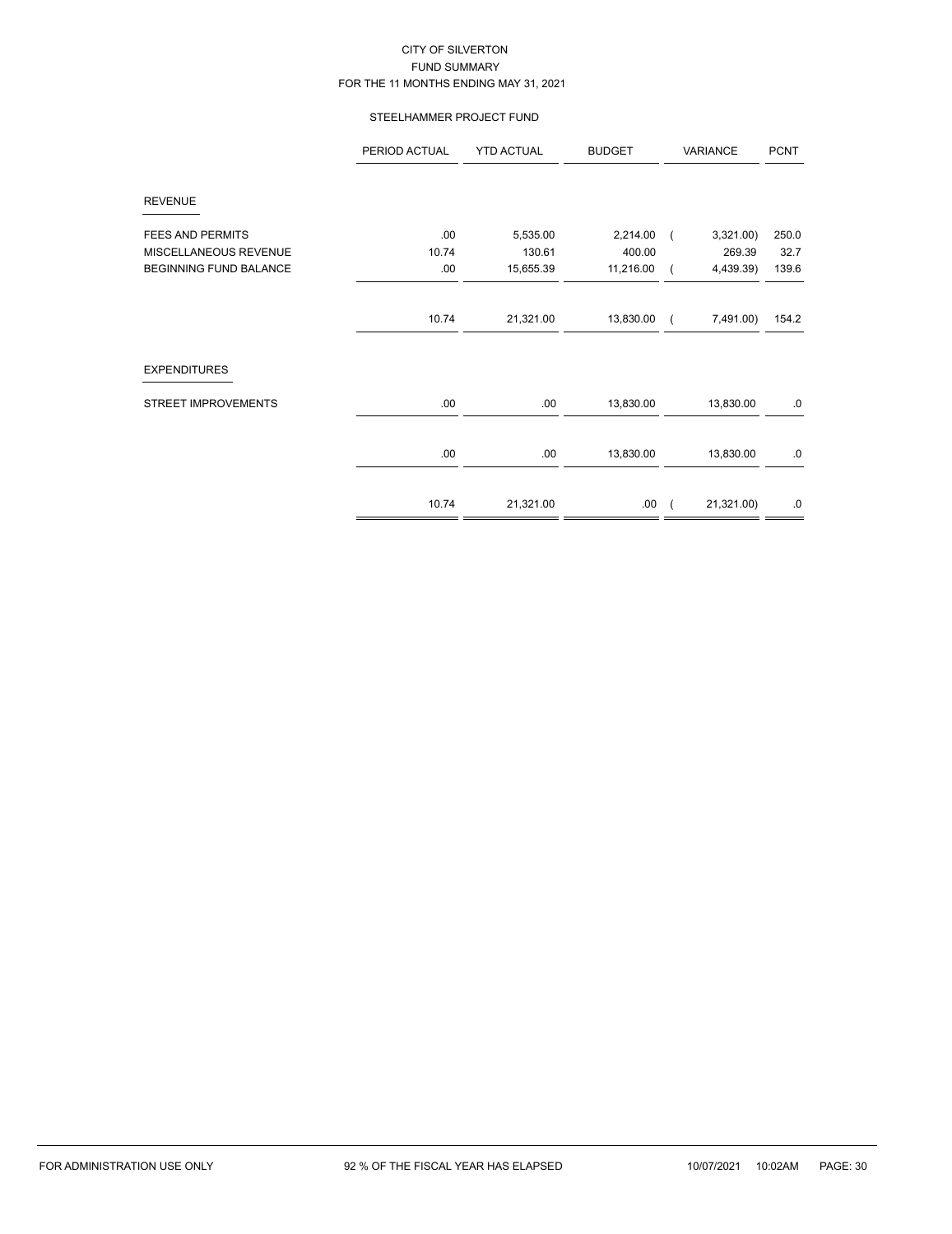CITY OF SILVERTON
FUND SUMMARY
FOR THE 11 MONTHS ENDING MAY 31, 2021

STEELHAMMER PROJECT FUND

| | PERIOD ACTUAL | YTD ACTUAL | BUDGET | VARIANCE | PCNT |
|---|---|---|---|---|---|
| **REVENUE** | | | | | |
| FEES AND PERMITS | .00 | 5,535.00 | 2,214.00 | ( 3,321.00) | 250.0 |
| MISCELLANEOUS REVENUE | 10.74 | 130.61 | 400.00 | 269.39 | 32.7 |
| BEGINNING FUND BALANCE | .00 | 15,655.39 | 11,216.00 | ( 4,439.39) | 139.6 |
| | 10.74 | 21,321.00 | 13,830.00 | ( 7,491.00) | 154.2 |
| **EXPENDITURES** | | | | | |
| STREET IMPROVEMENTS | .00 | .00 | 13,830.00 | 13,830.00 | .0 |
| | .00 | .00 | 13,830.00 | 13,830.00 | .0 |
| | 10.74 | 21,321.00 | .00 | ( 21,321.00) | .0 |

FOR ADMINISTRATION USE ONLY — 92 % OF THE FISCAL YEAR HAS ELAPSED — 10/07/2021 10:02AM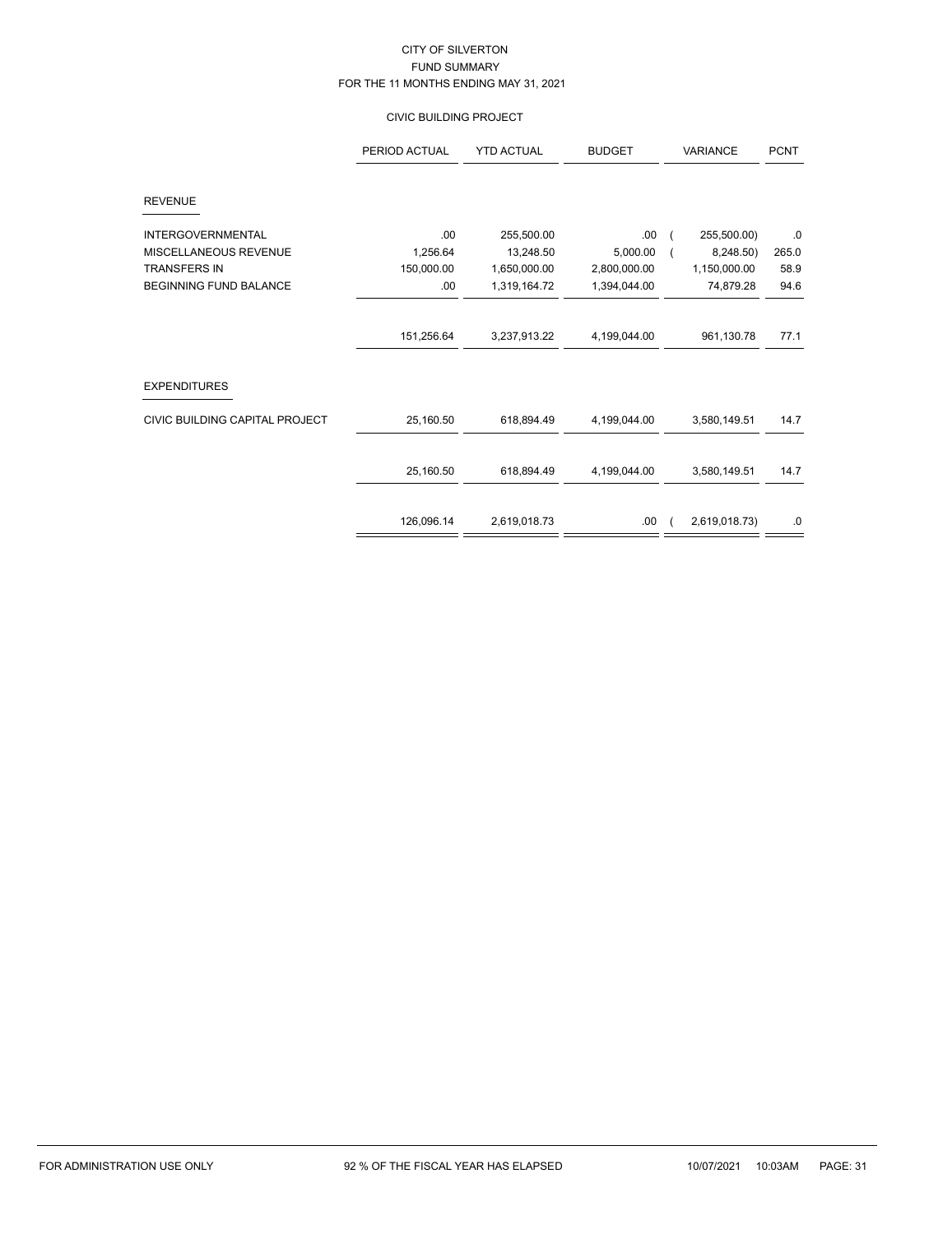# CITY OF SILVERTON
## FUND SUMMARY
### FOR THE 11 MONTHS ENDING MAY 31, 2021

#### CIVIC BUILDING PROJECT

| | PERIOD ACTUAL | YTD ACTUAL | BUDGET | VARIANCE | PCNT |
|---|---|---|---|---|---|
| **REVENUE** | | | | | |
| INTERGOVERNMENTAL | .00 | 255,500.00 | .00 | ( 255,500.00) | .0 |
| MISCELLANEOUS REVENUE | 1,256.64 | 13,248.50 | 5,000.00 | ( 8,248.50) | 265.0 |
| TRANSFERS IN | 150,000.00 | 1,650,000.00 | 2,800,000.00 | 1,150,000.00 | 58.9 |
| BEGINNING FUND BALANCE | .00 | 1,319,164.72 | 1,394,044.00 | 74,879.28 | 94.6 |
| | 151,256.64 | 3,237,913.22 | 4,199,044.00 | 961,130.78 | 77.1 |
| **EXPENDITURES** | | | | | |
| CIVIC BUILDING CAPITAL PROJECT | 25,160.50 | 618,894.49 | 4,199,044.00 | 3,580,149.51 | 14.7 |
| | 25,160.50 | 618,894.49 | 4,199,044.00 | 3,580,149.51 | 14.7 |
| | 126,096.14 | 2,619,018.73 | .00 | ( 2,619,018.73) | .0 |

FOR ADMINISTRATION USE ONLY — 92 % OF THE FISCAL YEAR HAS ELAPSED — 10/07/2021 10:03AM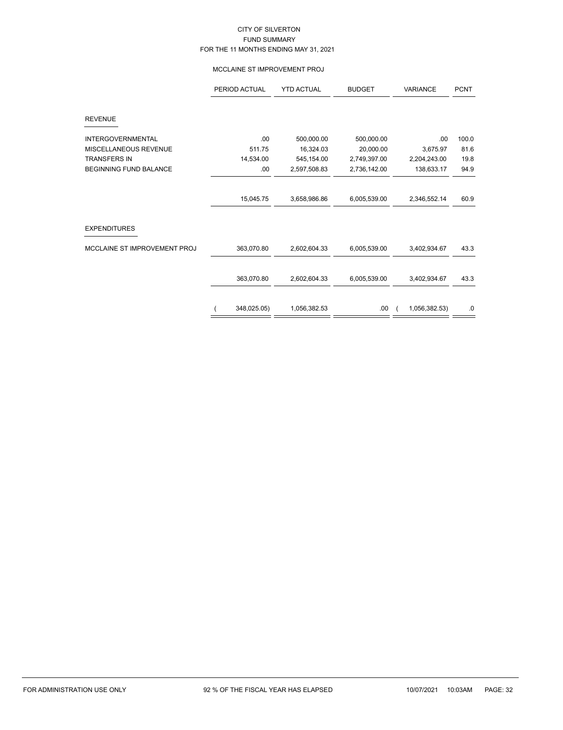CITY OF SILVERTON
FUND SUMMARY
FOR THE 11 MONTHS ENDING MAY 31, 2021

MCCLAINE ST IMPROVEMENT PROJ

| | PERIOD ACTUAL | YTD ACTUAL | BUDGET | VARIANCE | PCNT |
|---|---|---|---|---|---|
| **REVENUE** | | | | | |
| INTERGOVERNMENTAL | .00 | 500,000.00 | 500,000.00 | .00 | 100.0 |
| MISCELLANEOUS REVENUE | 511.75 | 16,324.03 | 20,000.00 | 3,675.97 | 81.6 |
| TRANSFERS IN | 14,534.00 | 545,154.00 | 2,749,397.00 | 2,204,243.00 | 19.8 |
| BEGINNING FUND BALANCE | .00 | 2,597,508.83 | 2,736,142.00 | 138,633.17 | 94.9 |
| | 15,045.75 | 3,658,986.86 | 6,005,539.00 | 2,346,552.14 | 60.9 |
| **EXPENDITURES** | | | | | |
| MCCLAINE ST IMPROVEMENT PROJ | 363,070.80 | 2,602,604.33 | 6,005,539.00 | 3,402,934.67 | 43.3 |
| | 363,070.80 | 2,602,604.33 | 6,005,539.00 | 3,402,934.67 | 43.3 |
| | ( 348,025.05) | 1,056,382.53 | .00 | ( 1,056,382.53) | .0 |

FOR ADMINISTRATION USE ONLY 92 % OF THE FISCAL YEAR HAS ELAPSED 10/07/2021 10:03AM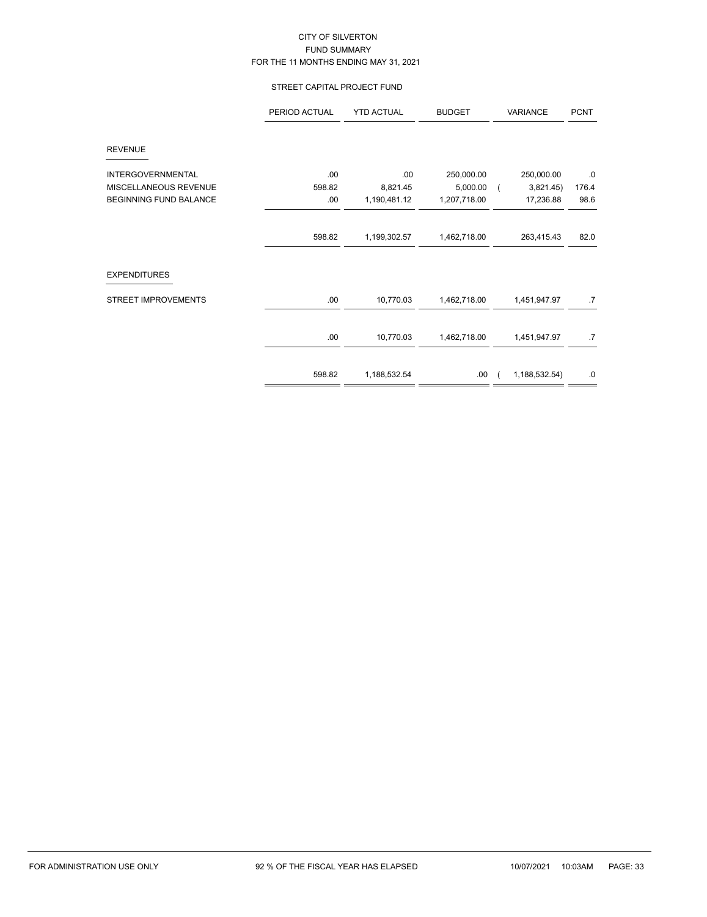# CITY OF SILVERTON
## FUND SUMMARY
### FOR THE 11 MONTHS ENDING MAY 31, 2021

### STREET CAPITAL PROJECT FUND

| | PERIOD ACTUAL | YTD ACTUAL | BUDGET | VARIANCE | PCNT |
|---|---|---|---|---|---|
| **REVENUE** | | | | | |
| INTERGOVERNMENTAL | .00 | .00 | 250,000.00 | 250,000.00 | .0 |
| MISCELLANEOUS REVENUE | 598.82 | 8,821.45 | 5,000.00 | ( 3,821.45) | 176.4 |
| BEGINNING FUND BALANCE | .00 | 1,190,481.12 | 1,207,718.00 | 17,236.88 | 98.6 |
| | 598.82 | 1,199,302.57 | 1,462,718.00 | 263,415.43 | 82.0 |
| **EXPENDITURES** | | | | | |
| STREET IMPROVEMENTS | .00 | 10,770.03 | 1,462,718.00 | 1,451,947.97 | .7 |
| | .00 | 10,770.03 | 1,462,718.00 | 1,451,947.97 | .7 |
| | 598.82 | 1,188,532.54 | .00 | ( 1,188,532.54) | .0 |

FOR ADMINISTRATION USE ONLY — 92 % OF THE FISCAL YEAR HAS ELAPSED — 10/07/2021 10:03AM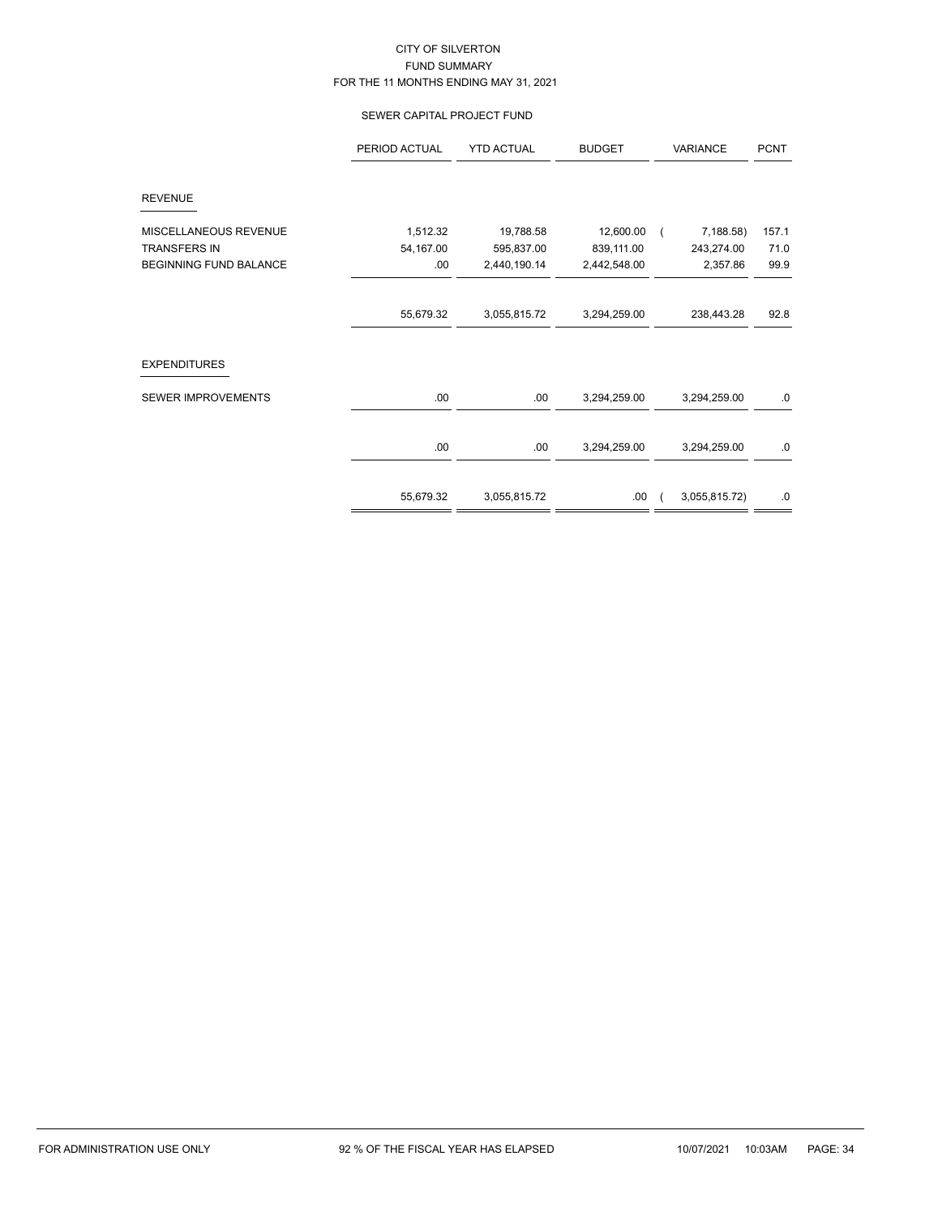CITY OF SILVERTON
FUND SUMMARY
FOR THE 11 MONTHS ENDING MAY 31, 2021

SEWER CAPITAL PROJECT FUND

| | PERIOD ACTUAL | YTD ACTUAL | BUDGET | VARIANCE | PCNT |
|---|---|---|---|---|---|
| **REVENUE** | | | | | |
| MISCELLANEOUS REVENUE | 1,512.32 | 19,788.58 | 12,600.00 | ( 7,188.58) | 157.1 |
| TRANSFERS IN | 54,167.00 | 595,837.00 | 839,111.00 | 243,274.00 | 71.0 |
| BEGINNING FUND BALANCE | .00 | 2,440,190.14 | 2,442,548.00 | 2,357.86 | 99.9 |
| | 55,679.32 | 3,055,815.72 | 3,294,259.00 | 238,443.28 | 92.8 |
| **EXPENDITURES** | | | | | |
| SEWER IMPROVEMENTS | .00 | .00 | 3,294,259.00 | 3,294,259.00 | .0 |
| | .00 | .00 | 3,294,259.00 | 3,294,259.00 | .0 |
| | 55,679.32 | 3,055,815.72 | .00 | ( 3,055,815.72) | .0 |

FOR ADMINISTRATION USE ONLY 92 % OF THE FISCAL YEAR HAS ELAPSED 10/07/2021 10:03AM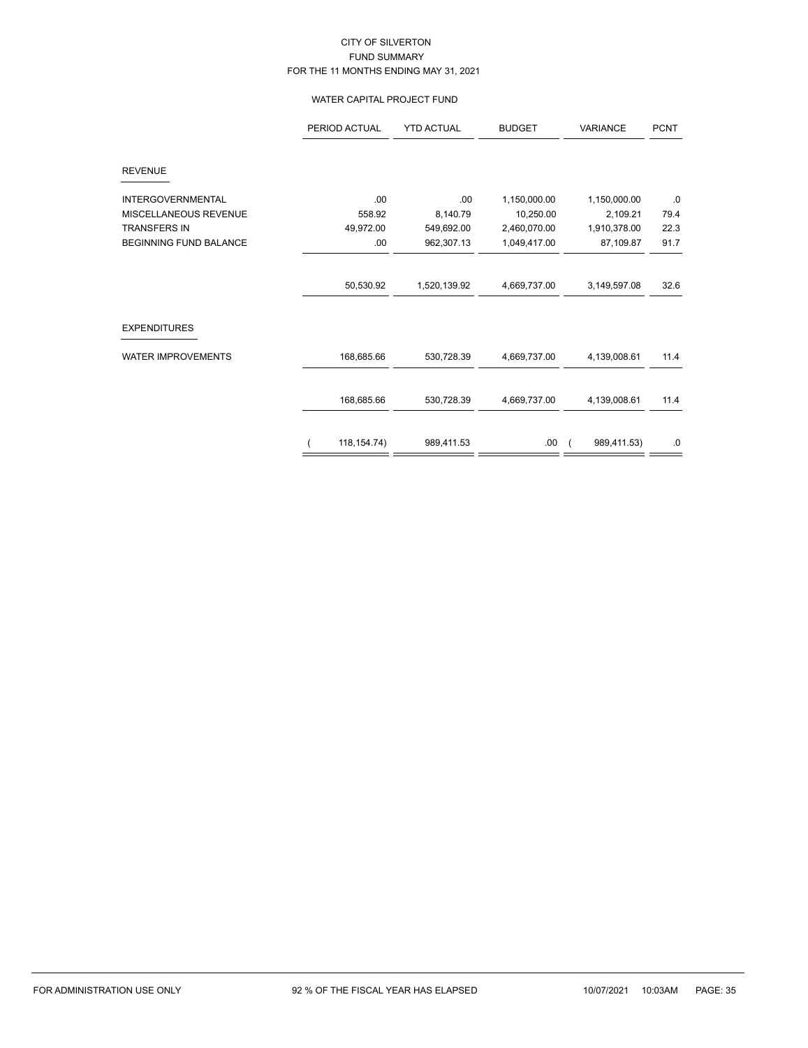# CITY OF SILVERTON
## FUND SUMMARY
### FOR THE 11 MONTHS ENDING MAY 31, 2021

#### WATER CAPITAL PROJECT FUND

| | PERIOD ACTUAL | YTD ACTUAL | BUDGET | VARIANCE | PCNT |
|---|---|---|---|---|---|
| **REVENUE** | | | | | |
| INTERGOVERNMENTAL | .00 | .00 | 1,150,000.00 | 1,150,000.00 | .0 |
| MISCELLANEOUS REVENUE | 558.92 | 8,140.79 | 10,250.00 | 2,109.21 | 79.4 |
| TRANSFERS IN | 49,972.00 | 549,692.00 | 2,460,070.00 | 1,910,378.00 | 22.3 |
| BEGINNING FUND BALANCE | .00 | 962,307.13 | 1,049,417.00 | 87,109.87 | 91.7 |
| | 50,530.92 | 1,520,139.92 | 4,669,737.00 | 3,149,597.08 | 32.6 |
| **EXPENDITURES** | | | | | |
| WATER IMPROVEMENTS | 168,685.66 | 530,728.39 | 4,669,737.00 | 4,139,008.61 | 11.4 |
| | 168,685.66 | 530,728.39 | 4,669,737.00 | 4,139,008.61 | 11.4 |
| | ( 118,154.74) | 989,411.53 | .00 | ( 989,411.53) | .0 |

FOR ADMINISTRATION USE ONLY    92 % OF THE FISCAL YEAR HAS ELAPSED    10/07/2021 10:03AM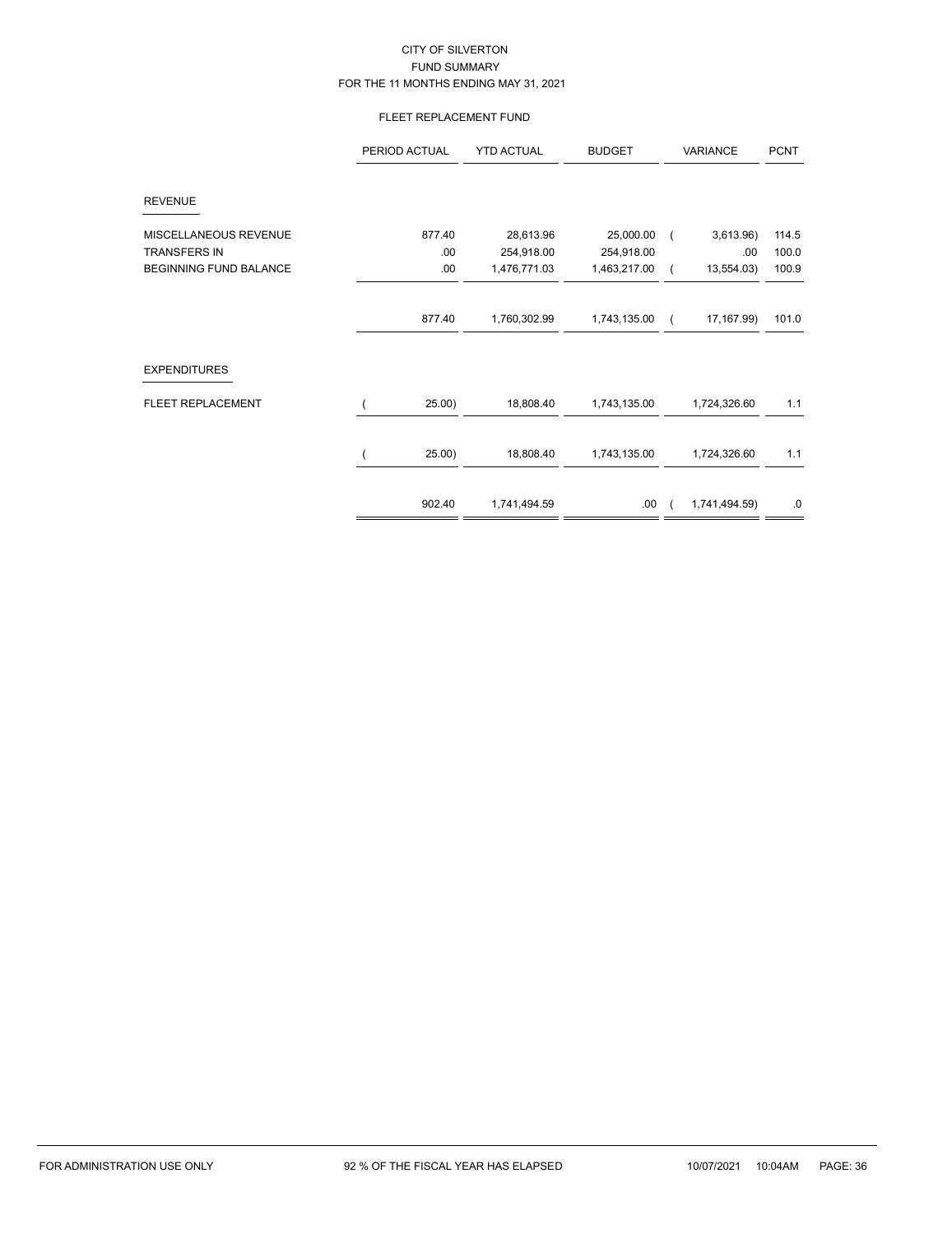CITY OF SILVERTON
FUND SUMMARY
FOR THE 11 MONTHS ENDING MAY 31, 2021

FLEET REPLACEMENT FUND

| | PERIOD ACTUAL | YTD ACTUAL | BUDGET | VARIANCE | PCNT |
|---|---|---|---|---|---|
| **REVENUE** | | | | | |
| MISCELLANEOUS REVENUE | 877.40 | 28,613.96 | 25,000.00 | ( 3,613.96) | 114.5 |
| TRANSFERS IN | .00 | 254,918.00 | 254,918.00 | .00 | 100.0 |
| BEGINNING FUND BALANCE | .00 | 1,476,771.03 | 1,463,217.00 | ( 13,554.03) | 100.9 |
| | 877.40 | 1,760,302.99 | 1,743,135.00 | ( 17,167.99) | 101.0 |
| **EXPENDITURES** | | | | | |
| FLEET REPLACEMENT | ( 25.00) | 18,808.40 | 1,743,135.00 | 1,724,326.60 | 1.1 |
| | ( 25.00) | 18,808.40 | 1,743,135.00 | 1,724,326.60 | 1.1 |
| | 902.40 | 1,741,494.59 | .00 | ( 1,741,494.59) | .0 |

FOR ADMINISTRATION USE ONLY    92 % OF THE FISCAL YEAR HAS ELAPSED    10/07/2021 10:04AM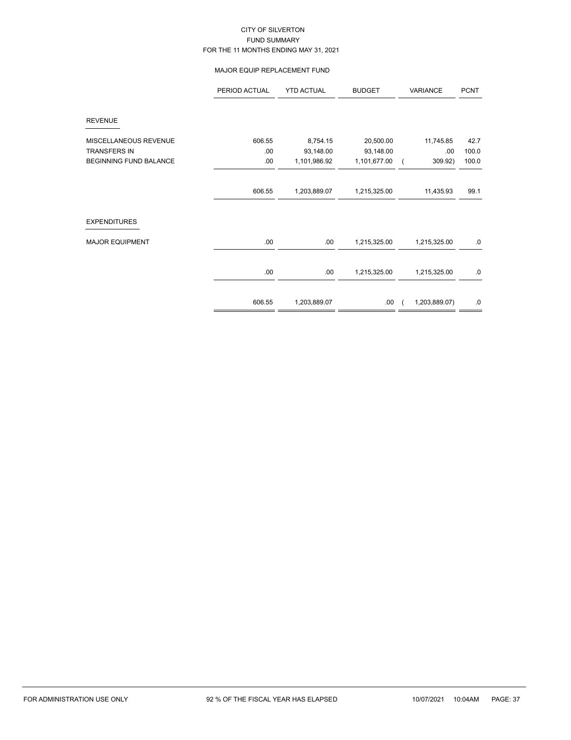CITY OF SILVERTON
FUND SUMMARY
FOR THE 11 MONTHS ENDING MAY 31, 2021

MAJOR EQUIP REPLACEMENT FUND

| | PERIOD ACTUAL | YTD ACTUAL | BUDGET | VARIANCE | PCNT |
|---|---|---|---|---|---|
| REVENUE | | | | | |
| MISCELLANEOUS REVENUE | 606.55 | 8,754.15 | 20,500.00 | 11,745.85 | 42.7 |
| TRANSFERS IN | .00 | 93,148.00 | 93,148.00 | .00 | 100.0 |
| BEGINNING FUND BALANCE | .00 | 1,101,986.92 | 1,101,677.00 | ( 309.92) | 100.0 |
| | 606.55 | 1,203,889.07 | 1,215,325.00 | 11,435.93 | 99.1 |
| EXPENDITURES | | | | | |
| MAJOR EQUIPMENT | .00 | .00 | 1,215,325.00 | 1,215,325.00 | .0 |
| | .00 | .00 | 1,215,325.00 | 1,215,325.00 | .0 |
| | 606.55 | 1,203,889.07 | .00 | ( 1,203,889.07) | .0 |

FOR ADMINISTRATION USE ONLY — 92 % OF THE FISCAL YEAR HAS ELAPSED — 10/07/2021 10:04AM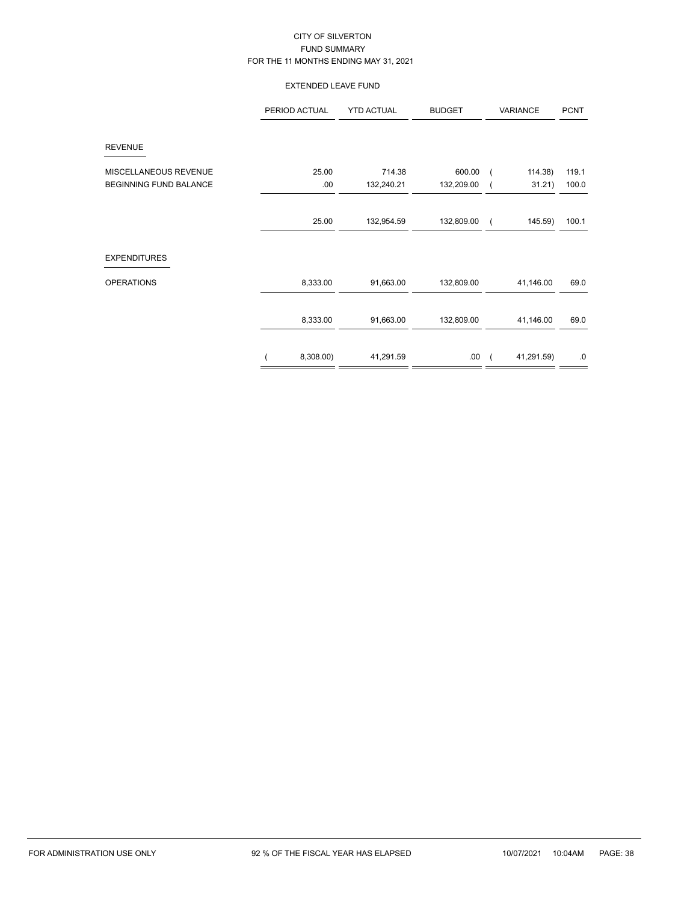CITY OF SILVERTON
FUND SUMMARY
FOR THE 11 MONTHS ENDING MAY 31, 2021

EXTENDED LEAVE FUND

| | PERIOD ACTUAL | YTD ACTUAL | BUDGET | VARIANCE | PCNT |
|---|---|---|---|---|---|
| REVENUE | | | | | |
| MISCELLANEOUS REVENUE | 25.00 | 714.38 | 600.00 | ( 114.38) | 119.1 |
| BEGINNING FUND BALANCE | .00 | 132,240.21 | 132,209.00 | ( 31.21) | 100.0 |
| | 25.00 | 132,954.59 | 132,809.00 | ( 145.59) | 100.1 |
| EXPENDITURES | | | | | |
| OPERATIONS | 8,333.00 | 91,663.00 | 132,809.00 | 41,146.00 | 69.0 |
| | 8,333.00 | 91,663.00 | 132,809.00 | 41,146.00 | 69.0 |
| | ( 8,308.00) | 41,291.59 | .00 | ( 41,291.59) | .0 |

FOR ADMINISTRATION USE ONLY 92 % OF THE FISCAL YEAR HAS ELAPSED 10/07/2021 10:04AM